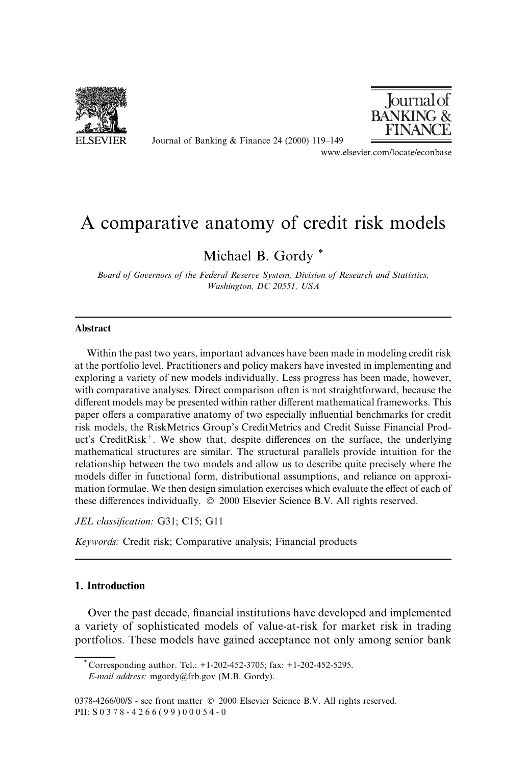# A comparative anatomy of credit risk models

Michael B. Gordy *

*Board of Governors of the Federal Reserve System, Division of Research and Statistics, Washington, DC 20551, USA*

## Abstract

Within the past two years, important advances have been made in modeling credit risk at the portfolio level. Practitioners and policy makers have invested in implementing and exploring a variety of new models individually. Less progress has been made, however, with comparative analyses. Direct comparison often is not straightforward, because the different models may be presented within rather different mathematical frameworks. This paper offers a comparative anatomy of two especially influential benchmarks for credit risk models, the RiskMetrics Group's CreditMetrics and Credit Suisse Financial Product's CreditRisk$^+$. We show that, despite differences on the surface, the underlying mathematical structures are similar. The structural parallels provide intuition for the relationship between the two models and allow us to describe quite precisely where the models differ in functional form, distributional assumptions, and reliance on approximation formulae. We then design simulation exercises which evaluate the effect of each of these differences individually. © 2000 Elsevier Science B.V. All rights reserved.

*JEL classification:* G31; C15; G11

*Keywords:* Credit risk; Comparative analysis; Financial products

## 1. Introduction

Over the past decade, financial institutions have developed and implemented a variety of sophisticated models of value-at-risk for market risk in trading portfolios. These models have gained acceptance not only among senior bank

---

* Corresponding author. Tel.: +1-202-452-3705; fax: +1-202-452-5295.
*E-mail address:* mgordy@frb.gov (M.B. Gordy).

0378-4266/00/$ - see front matter © 2000 Elsevier Science B.V. All rights reserved.
PII: S 0 3 7 8 - 4 2 6 6 ( 9 9 ) 0 0 0 5 4 - 0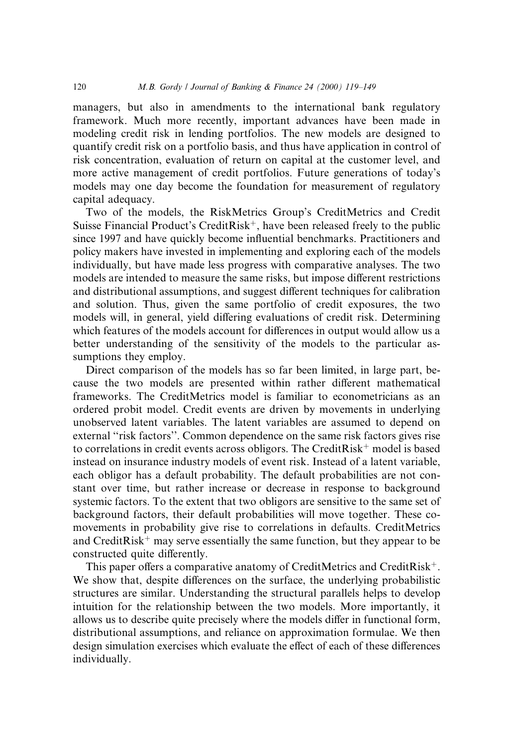managers, but also in amendments to the international bank regulatory framework. Much more recently, important advances have been made in modeling credit risk in lending portfolios. The new models are designed to quantify credit risk on a portfolio basis, and thus have application in control of risk concentration, evaluation of return on capital at the customer level, and more active management of credit portfolios. Future generations of today's models may one day become the foundation for measurement of regulatory capital adequacy.

Two of the models, the RiskMetrics Group's CreditMetrics and Credit Suisse Financial Product's CreditRisk$^+$, have been released freely to the public since 1997 and have quickly become influential benchmarks. Practitioners and policy makers have invested in implementing and exploring each of the models individually, but have made less progress with comparative analyses. The two models are intended to measure the same risks, but impose different restrictions and distributional assumptions, and suggest different techniques for calibration and solution. Thus, given the same portfolio of credit exposures, the two models will, in general, yield differing evaluations of credit risk. Determining which features of the models account for differences in output would allow us a better understanding of the sensitivity of the models to the particular assumptions they employ.

Direct comparison of the models has so far been limited, in large part, because the two models are presented within rather different mathematical frameworks. The CreditMetrics model is familiar to econometricians as an ordered probit model. Credit events are driven by movements in underlying unobserved latent variables. The latent variables are assumed to depend on external "risk factors". Common dependence on the same risk factors gives rise to correlations in credit events across obligors. The CreditRisk$^+$ model is based instead on insurance industry models of event risk. Instead of a latent variable, each obligor has a default probability. The default probabilities are not constant over time, but rather increase or decrease in response to background systemic factors. To the extent that two obligors are sensitive to the same set of background factors, their default probabilities will move together. These co-movements in probability give rise to correlations in defaults. CreditMetrics and CreditRisk$^+$ may serve essentially the same function, but they appear to be constructed quite differently.

This paper offers a comparative anatomy of CreditMetrics and CreditRisk$^+$. We show that, despite differences on the surface, the underlying probabilistic structures are similar. Understanding the structural parallels helps to develop intuition for the relationship between the two models. More importantly, it allows us to describe quite precisely where the models differ in functional form, distributional assumptions, and reliance on approximation formulae. We then design simulation exercises which evaluate the effect of each of these differences individually.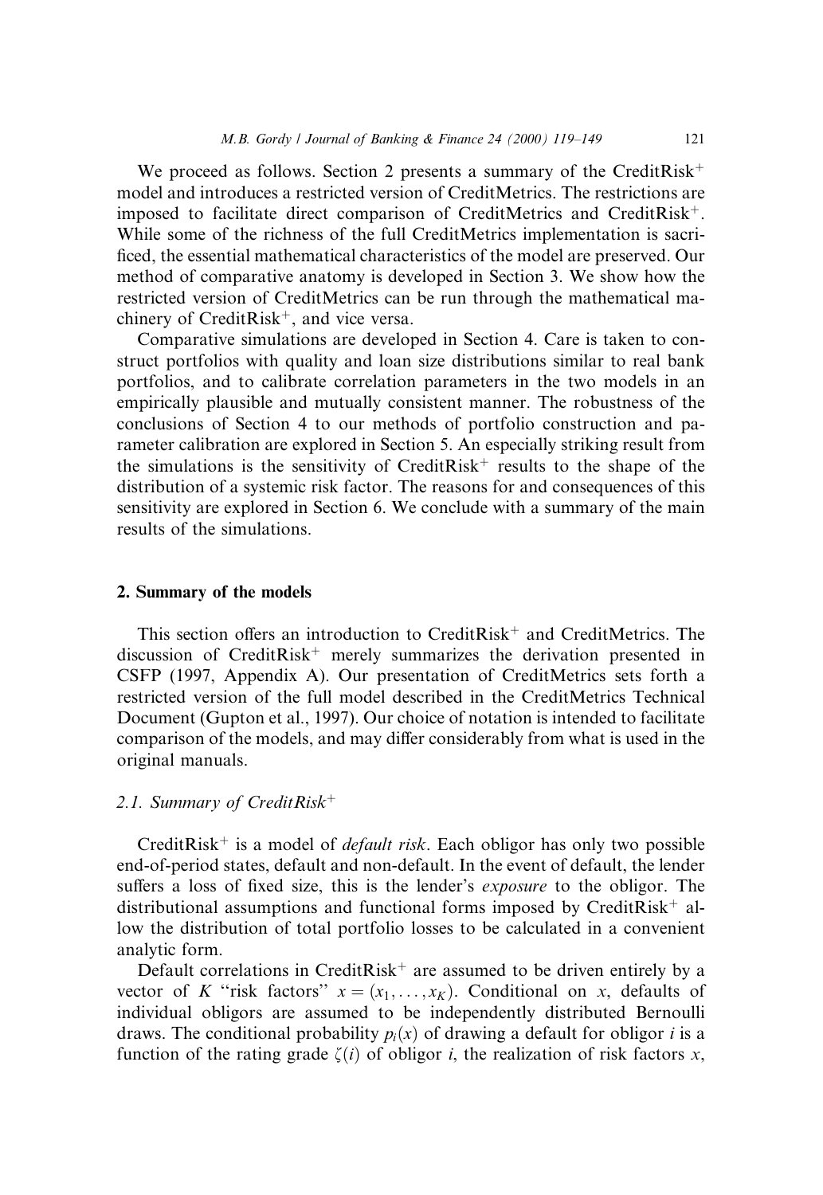We proceed as follows. Section 2 presents a summary of the CreditRisk$^+$ model and introduces a restricted version of CreditMetrics. The restrictions are imposed to facilitate direct comparison of CreditMetrics and CreditRisk$^+$. While some of the richness of the full CreditMetrics implementation is sacrificed, the essential mathematical characteristics of the model are preserved. Our method of comparative anatomy is developed in Section 3. We show how the restricted version of CreditMetrics can be run through the mathematical machinery of CreditRisk$^+$, and vice versa.

Comparative simulations are developed in Section 4. Care is taken to construct portfolios with quality and loan size distributions similar to real bank portfolios, and to calibrate correlation parameters in the two models in an empirically plausible and mutually consistent manner. The robustness of the conclusions of Section 4 to our methods of portfolio construction and parameter calibration are explored in Section 5. An especially striking result from the simulations is the sensitivity of CreditRisk$^+$ results to the shape of the distribution of a systemic risk factor. The reasons for and consequences of this sensitivity are explored in Section 6. We conclude with a summary of the main results of the simulations.

## 2. Summary of the models

This section offers an introduction to CreditRisk$^+$ and CreditMetrics. The discussion of CreditRisk$^+$ merely summarizes the derivation presented in CSFP (1997, Appendix A). Our presentation of CreditMetrics sets forth a restricted version of the full model described in the CreditMetrics Technical Document (Gupton et al., 1997). Our choice of notation is intended to facilitate comparison of the models, and may differ considerably from what is used in the original manuals.

### 2.1. Summary of CreditRisk$^+$

CreditRisk$^+$ is a model of *default risk*. Each obligor has only two possible end-of-period states, default and non-default. In the event of default, the lender suffers a loss of fixed size, this is the lender's *exposure* to the obligor. The distributional assumptions and functional forms imposed by CreditRisk$^+$ allow the distribution of total portfolio losses to be calculated in a convenient analytic form.

Default correlations in CreditRisk$^+$ are assumed to be driven entirely by a vector of $K$ "risk factors" $x = (x_1, \ldots, x_K)$. Conditional on $x$, defaults of individual obligors are assumed to be independently distributed Bernoulli draws. The conditional probability $p_i(x)$ of drawing a default for obligor $i$ is a function of the rating grade $\zeta(i)$ of obligor $i$, the realization of risk factors $x$,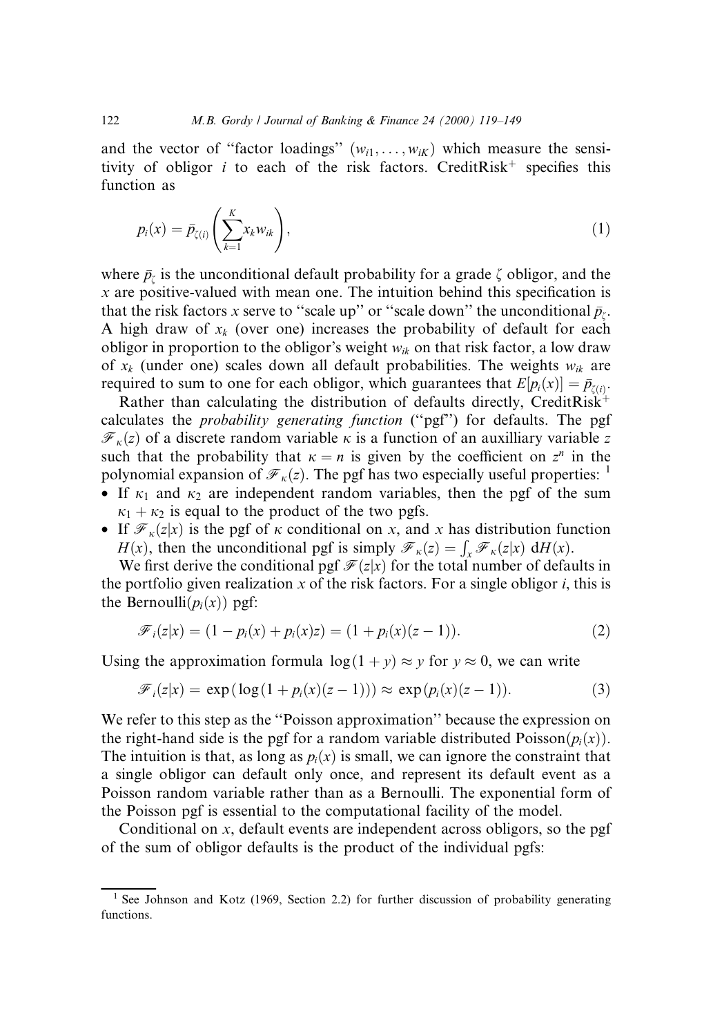and the vector of "factor loadings" $(w_{i1}, \ldots, w_{iK})$ which measure the sensitivity of obligor $i$ to each of the risk factors. CreditRisk$^+$ specifies this function as

$$p_i(x) = \bar{p}_{\zeta(i)} \left( \sum_{k=1}^{K} x_k w_{ik} \right), \tag{1}$$

where $\bar{p}_\zeta$ is the unconditional default probability for a grade $\zeta$ obligor, and the $x$ are positive-valued with mean one. The intuition behind this specification is that the risk factors $x$ serve to "scale up" or "scale down" the unconditional $\bar{p}_\zeta$. A high draw of $x_k$ (over one) increases the probability of default for each obligor in proportion to the obligor's weight $w_{ik}$ on that risk factor, a low draw of $x_k$ (under one) scales down all default probabilities. The weights $w_{ik}$ are required to sum to one for each obligor, which guarantees that $E[p_i(x)] = \bar{p}_{\zeta(i)}$.

Rather than calculating the distribution of defaults directly, CreditRisk$^+$ calculates the *probability generating function* ("pgf") for defaults. The pgf $\mathscr{F}_\kappa(z)$ of a discrete random variable $\kappa$ is a function of an auxilliary variable $z$ such that the probability that $\kappa = n$ is given by the coefficient on $z^n$ in the polynomial expansion of $\mathscr{F}_\kappa(z)$. The pgf has two especially useful properties: [1]

- If $\kappa_1$ and $\kappa_2$ are independent random variables, then the pgf of the sum $\kappa_1 + \kappa_2$ is equal to the product of the two pgfs.
- If $\mathscr{F}_\kappa(z|x)$ is the pgf of $\kappa$ conditional on $x$, and $x$ has distribution function $H(x)$, then the unconditional pgf is simply $\mathscr{F}_\kappa(z) = \int_x \mathscr{F}_\kappa(z|x)\, \mathrm{d}H(x)$.

We first derive the conditional pgf $\mathscr{F}(z|x)$ for the total number of defaults in the portfolio given realization $x$ of the risk factors. For a single obligor $i$, this is the Bernoulli$(p_i(x))$ pgf:

$$\mathscr{F}_i(z|x) = (1 - p_i(x) + p_i(x)z) = (1 + p_i(x)(z-1)). \tag{2}$$

Using the approximation formula $\log(1+y) \approx y$ for $y \approx 0$, we can write

$$\mathscr{F}_i(z|x) = \exp(\log(1 + p_i(x)(z-1))) \approx \exp(p_i(x)(z-1)). \tag{3}$$

We refer to this step as the "Poisson approximation" because the expression on the right-hand side is the pgf for a random variable distributed Poisson$(p_i(x))$. The intuition is that, as long as $p_i(x)$ is small, we can ignore the constraint that a single obligor can default only once, and represent its default event as a Poisson random variable rather than as a Bernoulli. The exponential form of the Poisson pgf is essential to the computational facility of the model.

Conditional on $x$, default events are independent across obligors, so the pgf of the sum of obligor defaults is the product of the individual pgfs:

[1] See Johnson and Kotz (1969, Section 2.2) for further discussion of probability generating functions.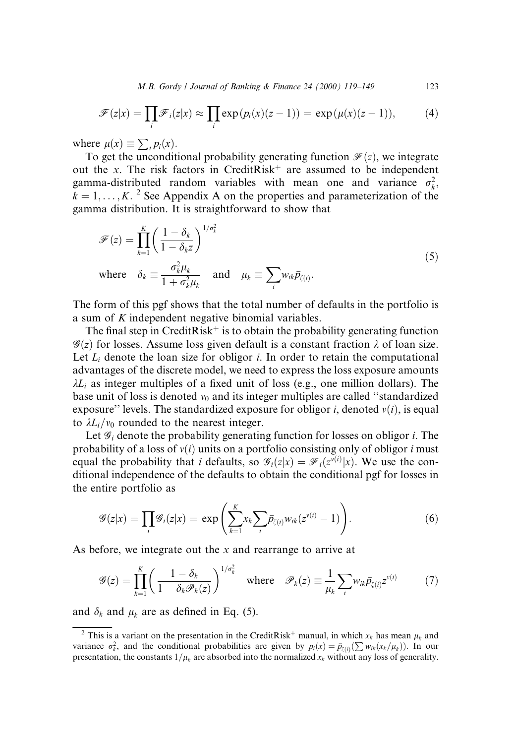$$\mathscr{F}(z|x) = \prod_i \mathscr{F}_i(z|x) \approx \prod_i \exp(p_i(x)(z-1)) = \exp(\mu(x)(z-1)), \tag{4}$$

where $\mu(x) \equiv \sum_i p_i(x)$.

To get the unconditional probability generating function $\mathscr{F}(z)$, we integrate out the $x$. The risk factors in CreditRisk$^+$ are assumed to be independent gamma-distributed random variables with mean one and variance $\sigma_k^2$, $k = 1, \ldots, K$. [2] See Appendix A on the properties and parameterization of the gamma distribution. It is straightforward to show that

$$\mathscr{F}(z) = \prod_{k=1}^{K} \left( \frac{1-\delta_k}{1-\delta_k z} \right)^{1/\sigma_k^2}$$
$$\text{where} \quad \delta_k \equiv \frac{\sigma_k^2 \mu_k}{1+\sigma_k^2 \mu_k} \quad \text{and} \quad \mu_k \equiv \sum_i w_{ik} \bar{p}_{\zeta(i)}. \tag{5}$$

The form of this pgf shows that the total number of defaults in the portfolio is a sum of $K$ independent negative binomial variables.

The final step in CreditRisk$^+$ is to obtain the probability generating function $\mathscr{G}(z)$ for losses. Assume loss given default is a constant fraction $\lambda$ of loan size. Let $L_i$ denote the loan size for obligor $i$. In order to retain the computational advantages of the discrete model, we need to express the loss exposure amounts $\lambda L_i$ as integer multiples of a fixed unit of loss (e.g., one million dollars). The base unit of loss is denoted $v_0$ and its integer multiples are called "standardized exposure" levels. The standardized exposure for obligor $i$, denoted $v(i)$, is equal to $\lambda L_i / v_0$ rounded to the nearest integer.

Let $\mathscr{G}_i$ denote the probability generating function for losses on obligor $i$. The probability of a loss of $v(i)$ units on a portfolio consisting only of obligor $i$ must equal the probability that $i$ defaults, so $\mathscr{G}_i(z|x) = \mathscr{F}_i(z^{v(i)}|x)$. We use the conditional independence of the defaults to obtain the conditional pgf for losses in the entire portfolio as

$$\mathscr{G}(z|x) = \prod_i \mathscr{G}_i(z|x) = \exp\left( \sum_{k=1}^{K} x_k \sum_i \bar{p}_{\zeta(i)} w_{ik} (z^{v(i)} - 1) \right). \tag{6}$$

As before, we integrate out the $x$ and rearrange to arrive at

$$\mathscr{G}(z) = \prod_{k=1}^{K} \left( \frac{1-\delta_k}{1-\delta_k \mathscr{P}_k(z)} \right)^{1/\sigma_k^2} \quad \text{where} \quad \mathscr{P}_k(z) \equiv \frac{1}{\mu_k} \sum_i w_{ik} \bar{p}_{\zeta(i)} z^{v(i)} \tag{7}$$

and $\delta_k$ and $\mu_k$ are as defined in Eq. (5).

---

[2] This is a variant on the presentation in the CreditRisk$^+$ manual, in which $x_k$ has mean $\mu_k$ and variance $\sigma_k^2$, and the conditional probabilities are given by $p_i(x) = \bar{p}_{\zeta(i)}(\sum w_{ik}(x_k/\mu_k))$. In our presentation, the constants $1/\mu_k$ are absorbed into the normalized $x_k$ without any loss of generality.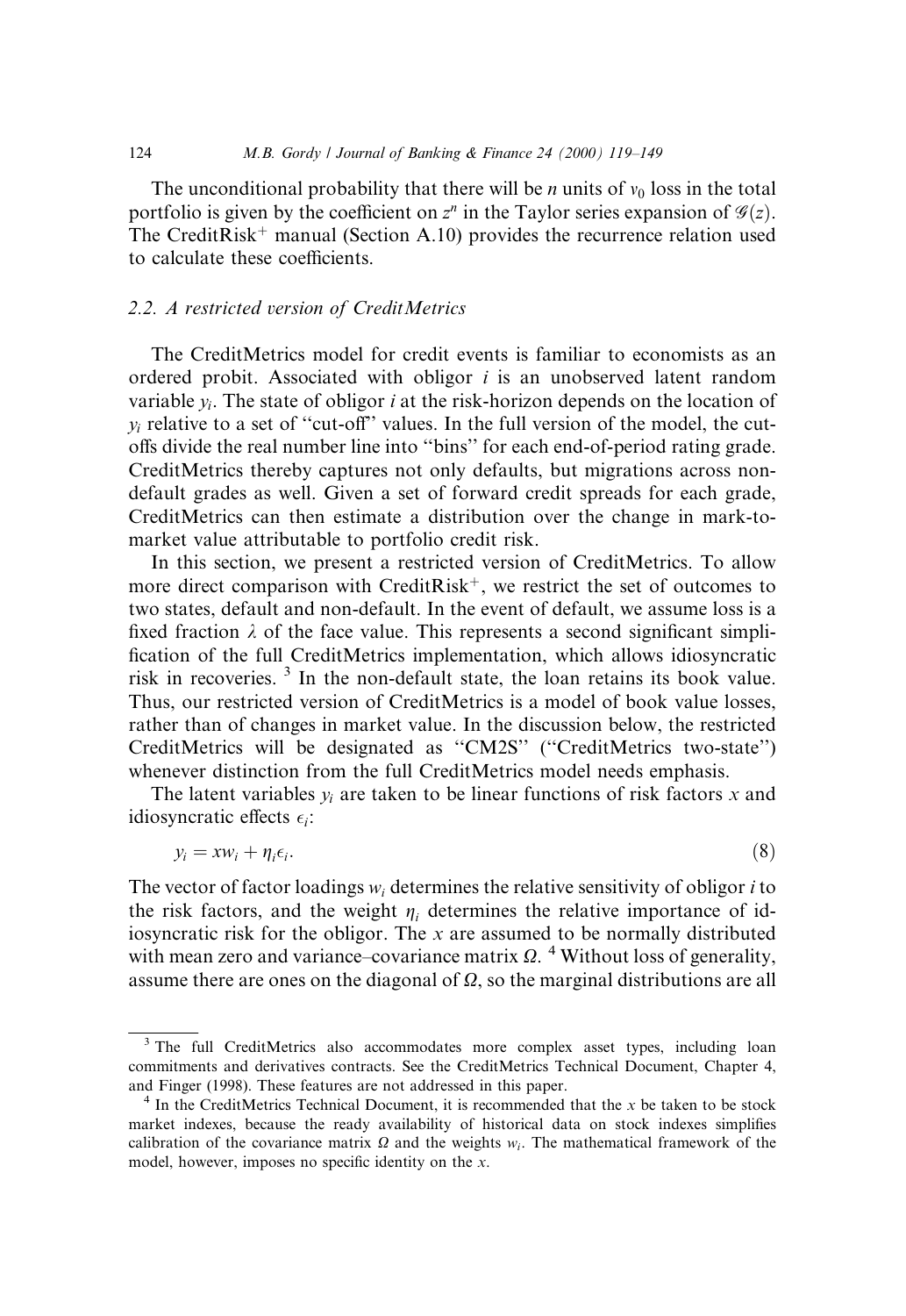The unconditional probability that there will be $n$ units of $v_0$ loss in the total portfolio is given by the coefficient on $z^n$ in the Taylor series expansion of $\mathscr{G}(z)$. The CreditRisk$^+$ manual (Section A.10) provides the recurrence relation used to calculate these coefficients.

### 2.2. A restricted version of CreditMetrics

The CreditMetrics model for credit events is familiar to economists as an ordered probit. Associated with obligor $i$ is an unobserved latent random variable $y_i$. The state of obligor $i$ at the risk-horizon depends on the location of $y_i$ relative to a set of "cut-off" values. In the full version of the model, the cut-offs divide the real number line into "bins" for each end-of-period rating grade. CreditMetrics thereby captures not only defaults, but migrations across non-default grades as well. Given a set of forward credit spreads for each grade, CreditMetrics can then estimate a distribution over the change in mark-to-market value attributable to portfolio credit risk.

In this section, we present a restricted version of CreditMetrics. To allow more direct comparison with CreditRisk$^+$, we restrict the set of outcomes to two states, default and non-default. In the event of default, we assume loss is a fixed fraction $\lambda$ of the face value. This represents a second significant simplification of the full CreditMetrics implementation, which allows idiosyncratic risk in recoveries. [3] In the non-default state, the loan retains its book value. Thus, our restricted version of CreditMetrics is a model of book value losses, rather than of changes in market value. In the discussion below, the restricted CreditMetrics will be designated as "CM2S" ("CreditMetrics two-state") whenever distinction from the full CreditMetrics model needs emphasis.

The latent variables $y_i$ are taken to be linear functions of risk factors $x$ and idiosyncratic effects $\epsilon_i$:

$$y_i = xw_i + \eta_i \epsilon_i. \tag{8}$$

The vector of factor loadings $w_i$ determines the relative sensitivity of obligor $i$ to the risk factors, and the weight $\eta_i$ determines the relative importance of idiosyncratic risk for the obligor. The $x$ are assumed to be normally distributed with mean zero and variance–covariance matrix $\Omega$. [4] Without loss of generality, assume there are ones on the diagonal of $\Omega$, so the marginal distributions are all

---

[3] The full CreditMetrics also accommodates more complex asset types, including loan commitments and derivatives contracts. See the CreditMetrics Technical Document, Chapter 4, and Finger (1998). These features are not addressed in this paper.

[4] In the CreditMetrics Technical Document, it is recommended that the $x$ be taken to be stock market indexes, because the ready availability of historical data on stock indexes simplifies calibration of the covariance matrix $\Omega$ and the weights $w_i$. The mathematical framework of the model, however, imposes no specific identity on the $x$.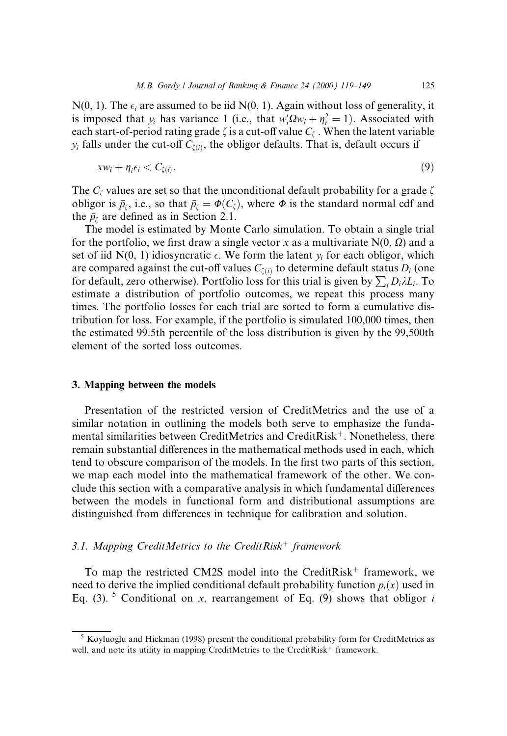N(0, 1). The $\epsilon_i$ are assumed to be iid N(0, 1). Again without loss of generality, it is imposed that $y_i$ has variance 1 (i.e., that $w_i'\Omega w_i + \eta_i^2 = 1$). Associated with each start-of-period rating grade $\zeta$ is a cut-off value $C_\zeta$. When the latent variable $y_i$ falls under the cut-off $C_{\zeta(i)}$, the obligor defaults. That is, default occurs if

$$xw_i + \eta_i \epsilon_i < C_{\zeta(i)}. \tag{9}$$

The $C_\zeta$ values are set so that the unconditional default probability for a grade $\zeta$ obligor is $\bar{p}_\zeta$, i.e., so that $\bar{p}_\zeta = \Phi(C_\zeta)$, where $\Phi$ is the standard normal cdf and the $\bar{p}_\zeta$ are defined as in Section 2.1.

The model is estimated by Monte Carlo simulation. To obtain a single trial for the portfolio, we first draw a single vector $x$ as a multivariate N(0, $\Omega$) and a set of iid N(0, 1) idiosyncratic $\epsilon$. We form the latent $y_i$ for each obligor, which are compared against the cut-off values $C_{\zeta(i)}$ to determine default status $D_i$ (one for default, zero otherwise). Portfolio loss for this trial is given by $\sum_i D_i \lambda L_i$. To estimate a distribution of portfolio outcomes, we repeat this process many times. The portfolio losses for each trial are sorted to form a cumulative distribution for loss. For example, if the portfolio is simulated 100,000 times, then the estimated 99.5th percentile of the loss distribution is given by the 99,500th element of the sorted loss outcomes.

## 3. Mapping between the models

Presentation of the restricted version of CreditMetrics and the use of a similar notation in outlining the models both serve to emphasize the fundamental similarities between CreditMetrics and CreditRisk$^+$. Nonetheless, there remain substantial differences in the mathematical methods used in each, which tend to obscure comparison of the models. In the first two parts of this section, we map each model into the mathematical framework of the other. We conclude this section with a comparative analysis in which fundamental differences between the models in functional form and distributional assumptions are distinguished from differences in technique for calibration and solution.

### 3.1. Mapping CreditMetrics to the CreditRisk$^+$ framework

To map the restricted CM2S model into the CreditRisk$^+$ framework, we need to derive the implied conditional default probability function $p_i(x)$ used in Eq. (3).[5] Conditional on $x$, rearrangement of Eq. (9) shows that obligor $i$

[5] Koyluoglu and Hickman (1998) present the conditional probability form for CreditMetrics as well, and note its utility in mapping CreditMetrics to the CreditRisk$^+$ framework.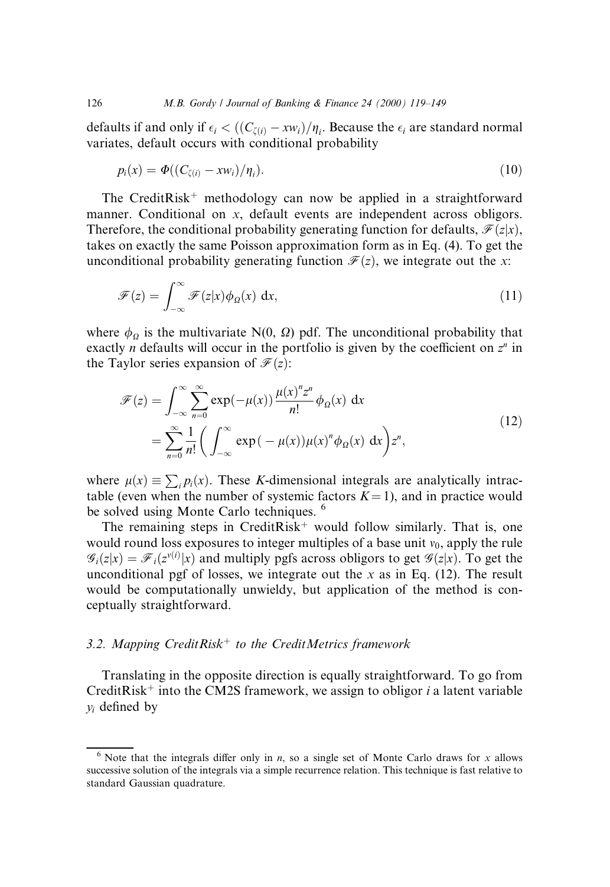defaults if and only if $\epsilon_i < ((C_{\zeta(i)} - xw_i)/\eta_i$. Because the $\epsilon_i$ are standard normal variates, default occurs with conditional probability

$$p_i(x) = \Phi((C_{\zeta(i)} - xw_i)/\eta_i). \tag{10}$$

The CreditRisk$^+$ methodology can now be applied in a straightforward manner. Conditional on $x$, default events are independent across obligors. Therefore, the conditional probability generating function for defaults, $\mathscr{F}(z|x)$, takes on exactly the same Poisson approximation form as in Eq. (4). To get the unconditional probability generating function $\mathscr{F}(z)$, we integrate out the $x$:

$$\mathscr{F}(z) = \int_{-\infty}^{\infty} \mathscr{F}(z|x)\phi_\Omega(x)\ \mathrm{d}x, \tag{11}$$

where $\phi_\Omega$ is the multivariate N(0, $\Omega$) pdf. The unconditional probability that exactly $n$ defaults will occur in the portfolio is given by the coefficient on $z^n$ in the Taylor series expansion of $\mathscr{F}(z)$:

$$\begin{aligned}\mathscr{F}(z) &= \int_{-\infty}^{\infty} \sum_{n=0}^{\infty} \exp(-\mu(x)) \frac{\mu(x)^n z^n}{n!} \phi_\Omega(x)\ \mathrm{d}x \\ &= \sum_{n=0}^{\infty} \frac{1}{n!} \left( \int_{-\infty}^{\infty} \exp(-\mu(x))\mu(x)^n \phi_\Omega(x)\ \mathrm{d}x \right) z^n,\end{aligned} \tag{12}$$

where $\mu(x) \equiv \sum_i p_i(x)$. These $K$-dimensional integrals are analytically intractable (even when the number of systemic factors $K = 1$), and in practice would be solved using Monte Carlo techniques. [6]

The remaining steps in CreditRisk$^+$ would follow similarly. That is, one would round loss exposures to integer multiples of a base unit $v_0$, apply the rule $\mathscr{G}_i(z|x) = \mathscr{F}_i(z^{v(i)}|x)$ and multiply pgfs across obligors to get $\mathscr{G}(z|x)$. To get the unconditional pgf of losses, we integrate out the $x$ as in Eq. (12). The result would be computationally unwieldy, but application of the method is conceptually straightforward.

### 3.2. Mapping CreditRisk$^+$ to the CreditMetrics framework

Translating in the opposite direction is equally straightforward. To go from CreditRisk$^+$ into the CM2S framework, we assign to obligor $i$ a latent variable $y_i$ defined by

[6] Note that the integrals differ only in $n$, so a single set of Monte Carlo draws for $x$ allows successive solution of the integrals via a simple recurrence relation. This technique is fast relative to standard Gaussian quadrature.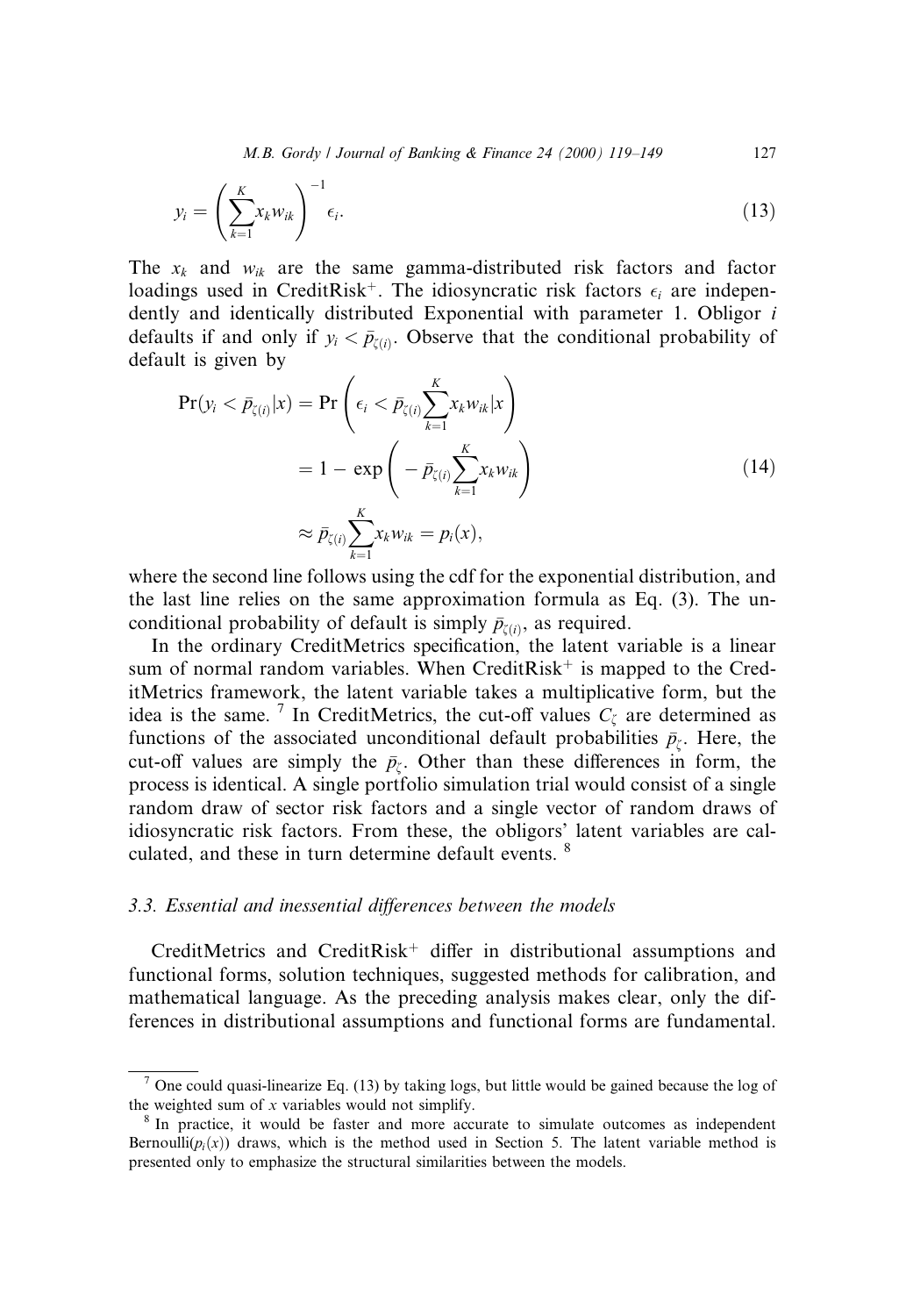$$y_i = \left( \sum_{k=1}^{K} x_k w_{ik} \right)^{-1} \epsilon_i. \tag{13}$$

The $x_k$ and $w_{ik}$ are the same gamma-distributed risk factors and factor loadings used in CreditRisk$^+$. The idiosyncratic risk factors $\epsilon_i$ are independently and identically distributed Exponential with parameter 1. Obligor $i$ defaults if and only if $y_i < \bar{p}_{\zeta(i)}$. Observe that the conditional probability of default is given by

$$\begin{aligned}
\Pr(y_i < \bar{p}_{\zeta(i)} | x) &= \Pr\left( \epsilon_i < \bar{p}_{\zeta(i)} \sum_{k=1}^{K} x_k w_{ik} | x \right) \\
&= 1 - \exp\left( -\bar{p}_{\zeta(i)} \sum_{k=1}^{K} x_k w_{ik} \right) \\
&\approx \bar{p}_{\zeta(i)} \sum_{k=1}^{K} x_k w_{ik} = p_i(x),
\end{aligned} \tag{14}$$

where the second line follows using the cdf for the exponential distribution, and the last line relies on the same approximation formula as Eq. (3). The unconditional probability of default is simply $\bar{p}_{\zeta(i)}$, as required.

In the ordinary CreditMetrics specification, the latent variable is a linear sum of normal random variables. When CreditRisk$^+$ is mapped to the CreditMetrics framework, the latent variable takes a multiplicative form, but the idea is the same. [7] In CreditMetrics, the cut-off values $C_\zeta$ are determined as functions of the associated unconditional default probabilities $\bar{p}_\zeta$. Here, the cut-off values are simply the $\bar{p}_\zeta$. Other than these differences in form, the process is identical. A single portfolio simulation trial would consist of a single random draw of sector risk factors and a single vector of random draws of idiosyncratic risk factors. From these, the obligors' latent variables are calculated, and these in turn determine default events. [8]

### 3.3. Essential and inessential differences between the models

CreditMetrics and CreditRisk$^+$ differ in distributional assumptions and functional forms, solution techniques, suggested methods for calibration, and mathematical language. As the preceding analysis makes clear, only the differences in distributional assumptions and functional forms are fundamental.

---

[7] One could quasi-linearize Eq. (13) by taking logs, but little would be gained because the log of the weighted sum of $x$ variables would not simplify.

[8] In practice, it would be faster and more accurate to simulate outcomes as independent Bernoulli($p_i(x)$) draws, which is the method used in Section 5. The latent variable method is presented only to emphasize the structural similarities between the models.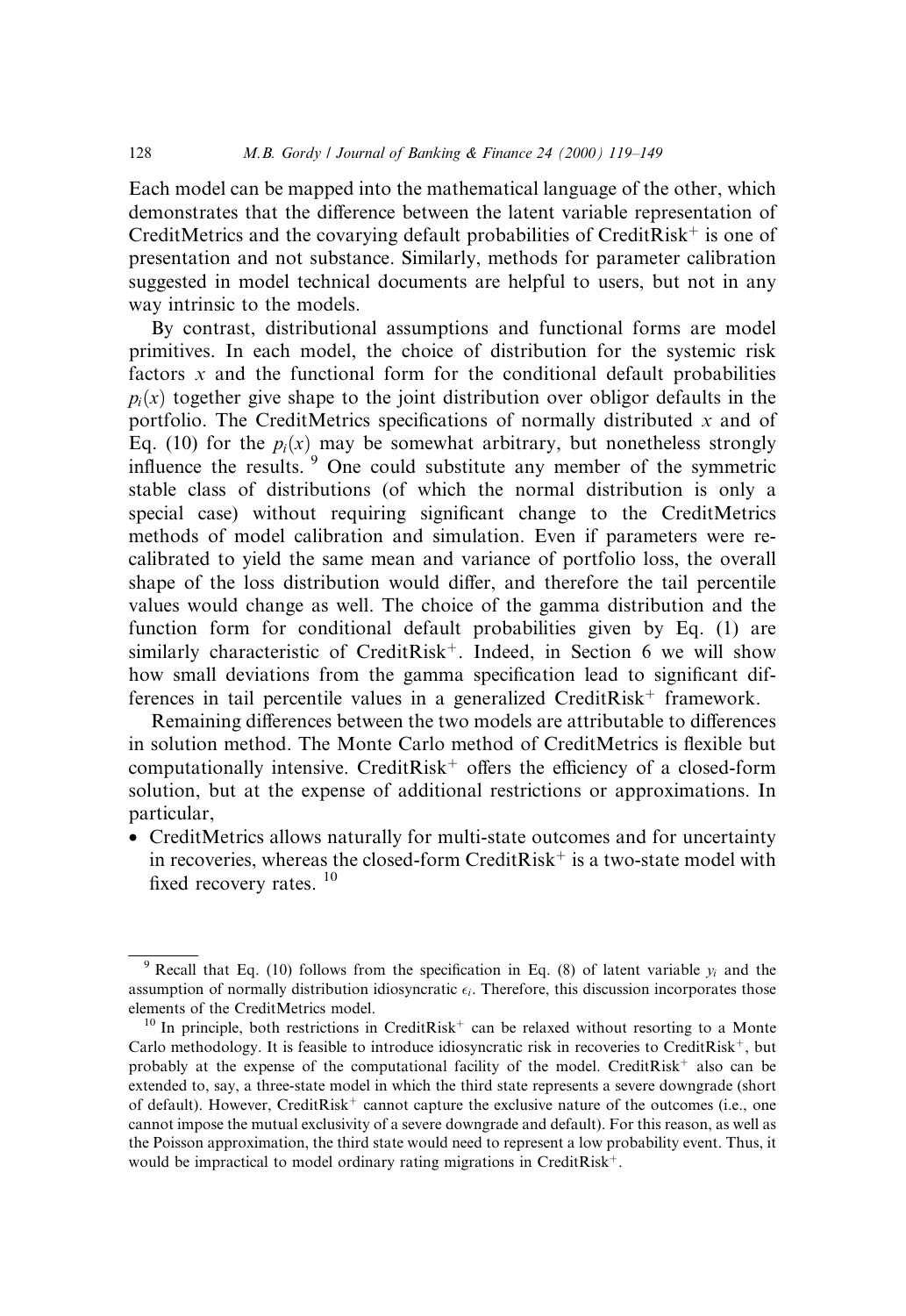Each model can be mapped into the mathematical language of the other, which demonstrates that the difference between the latent variable representation of CreditMetrics and the covarying default probabilities of CreditRisk$^+$ is one of presentation and not substance. Similarly, methods for parameter calibration suggested in model technical documents are helpful to users, but not in any way intrinsic to the models.

By contrast, distributional assumptions and functional forms are model primitives. In each model, the choice of distribution for the systemic risk factors $x$ and the functional form for the conditional default probabilities $p_i(x)$ together give shape to the joint distribution over obligor defaults in the portfolio. The CreditMetrics specifications of normally distributed $x$ and of Eq. (10) for the $p_i(x)$ may be somewhat arbitrary, but nonetheless strongly influence the results. [9] One could substitute any member of the symmetric stable class of distributions (of which the normal distribution is only a special case) without requiring significant change to the CreditMetrics methods of model calibration and simulation. Even if parameters were re-calibrated to yield the same mean and variance of portfolio loss, the overall shape of the loss distribution would differ, and therefore the tail percentile values would change as well. The choice of the gamma distribution and the function form for conditional default probabilities given by Eq. (1) are similarly characteristic of CreditRisk$^+$. Indeed, in Section 6 we will show how small deviations from the gamma specification lead to significant differences in tail percentile values in a generalized CreditRisk$^+$ framework.

Remaining differences between the two models are attributable to differences in solution method. The Monte Carlo method of CreditMetrics is flexible but computationally intensive. CreditRisk$^+$ offers the efficiency of a closed-form solution, but at the expense of additional restrictions or approximations. In particular,

- CreditMetrics allows naturally for multi-state outcomes and for uncertainty in recoveries, whereas the closed-form CreditRisk$^+$ is a two-state model with fixed recovery rates. [10]

---

[9] Recall that Eq. (10) follows from the specification in Eq. (8) of latent variable $y_i$ and the assumption of normally distribution idiosyncratic $\epsilon_i$. Therefore, this discussion incorporates those elements of the CreditMetrics model.

[10] In principle, both restrictions in CreditRisk$^+$ can be relaxed without resorting to a Monte Carlo methodology. It is feasible to introduce idiosyncratic risk in recoveries to CreditRisk$^+$, but probably at the expense of the computational facility of the model. CreditRisk$^+$ also can be extended to, say, a three-state model in which the third state represents a severe downgrade (short of default). However, CreditRisk$^+$ cannot capture the exclusive nature of the outcomes (i.e., one cannot impose the mutual exclusivity of a severe downgrade and default). For this reason, as well as the Poisson approximation, the third state would need to represent a low probability event. Thus, it would be impractical to model ordinary rating migrations in CreditRisk$^+$.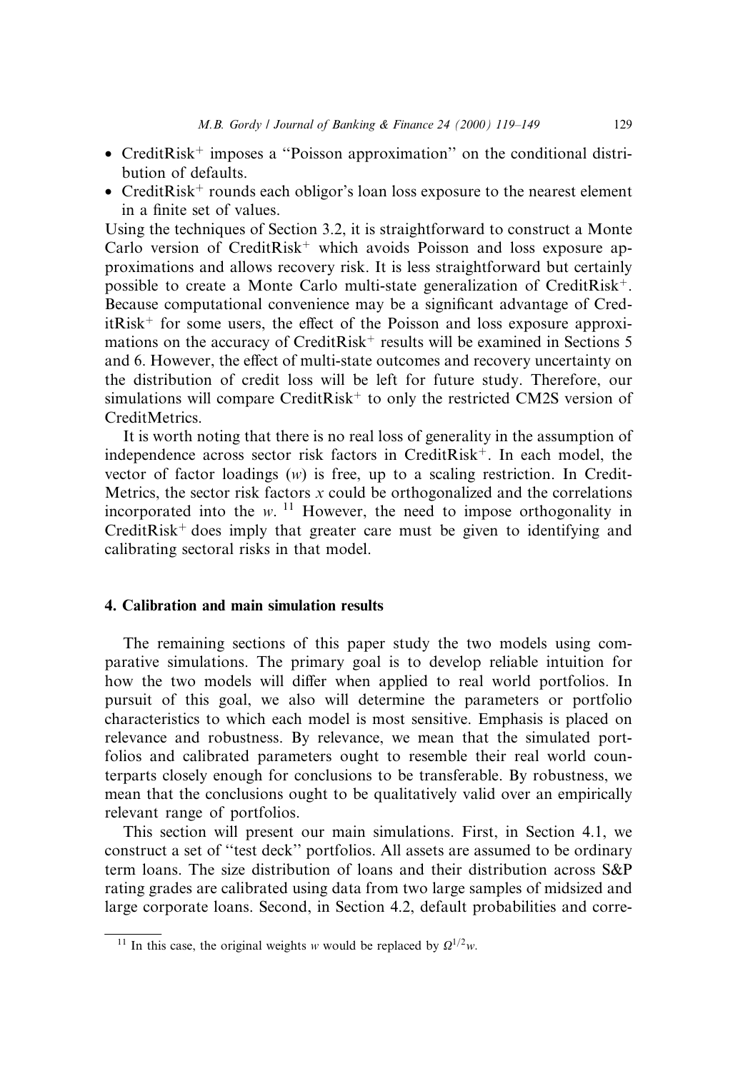- CreditRisk$^+$ imposes a "Poisson approximation" on the conditional distribution of defaults.
- CreditRisk$^+$ rounds each obligor's loan loss exposure to the nearest element in a finite set of values.

Using the techniques of Section 3.2, it is straightforward to construct a Monte Carlo version of CreditRisk$^+$ which avoids Poisson and loss exposure approximations and allows recovery risk. It is less straightforward but certainly possible to create a Monte Carlo multi-state generalization of CreditRisk$^+$. Because computational convenience may be a significant advantage of CreditRisk$^+$ for some users, the effect of the Poisson and loss exposure approximations on the accuracy of CreditRisk$^+$ results will be examined in Sections 5 and 6. However, the effect of multi-state outcomes and recovery uncertainty on the distribution of credit loss will be left for future study. Therefore, our simulations will compare CreditRisk$^+$ to only the restricted CM2S version of CreditMetrics.

It is worth noting that there is no real loss of generality in the assumption of independence across sector risk factors in CreditRisk$^+$. In each model, the vector of factor loadings ($w$) is free, up to a scaling restriction. In CreditMetrics, the sector risk factors $x$ could be orthogonalized and the correlations incorporated into the $w$. [11] However, the need to impose orthogonality in CreditRisk$^+$ does imply that greater care must be given to identifying and calibrating sectoral risks in that model.

## 4. Calibration and main simulation results

The remaining sections of this paper study the two models using comparative simulations. The primary goal is to develop reliable intuition for how the two models will differ when applied to real world portfolios. In pursuit of this goal, we also will determine the parameters or portfolio characteristics to which each model is most sensitive. Emphasis is placed on relevance and robustness. By relevance, we mean that the simulated portfolios and calibrated parameters ought to resemble their real world counterparts closely enough for conclusions to be transferable. By robustness, we mean that the conclusions ought to be qualitatively valid over an empirically relevant range of portfolios.

This section will present our main simulations. First, in Section 4.1, we construct a set of "test deck" portfolios. All assets are assumed to be ordinary term loans. The size distribution of loans and their distribution across S&P rating grades are calibrated using data from two large samples of midsized and large corporate loans. Second, in Section 4.2, default probabilities and corre-

[11] In this case, the original weights $w$ would be replaced by $\Omega^{1/2}w$.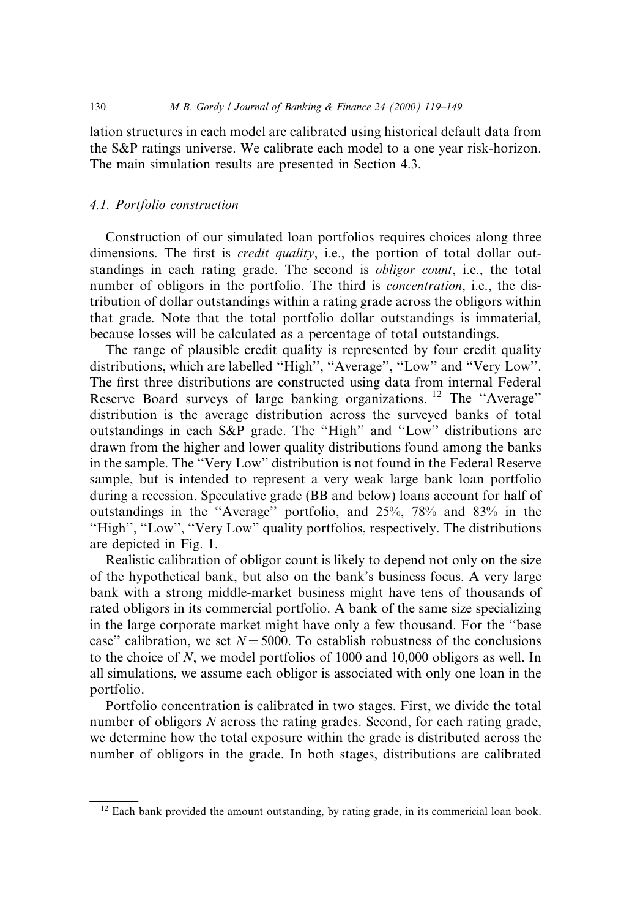lation structures in each model are calibrated using historical default data from the S&P ratings universe. We calibrate each model to a one year risk-horizon. The main simulation results are presented in Section 4.3.

### 4.1. Portfolio construction

Construction of our simulated loan portfolios requires choices along three dimensions. The first is *credit quality*, i.e., the portion of total dollar outstandings in each rating grade. The second is *obligor count*, i.e., the total number of obligors in the portfolio. The third is *concentration*, i.e., the distribution of dollar outstandings within a rating grade across the obligors within that grade. Note that the total portfolio dollar outstandings is immaterial, because losses will be calculated as a percentage of total outstandings.

The range of plausible credit quality is represented by four credit quality distributions, which are labelled "High", "Average", "Low" and "Very Low". The first three distributions are constructed using data from internal Federal Reserve Board surveys of large banking organizations. [12] The "Average" distribution is the average distribution across the surveyed banks of total outstandings in each S&P grade. The "High" and "Low" distributions are drawn from the higher and lower quality distributions found among the banks in the sample. The "Very Low" distribution is not found in the Federal Reserve sample, but is intended to represent a very weak large bank loan portfolio during a recession. Speculative grade (BB and below) loans account for half of outstandings in the "Average" portfolio, and 25%, 78% and 83% in the "High", "Low", "Very Low" quality portfolios, respectively. The distributions are depicted in Fig. 1.

Realistic calibration of obligor count is likely to depend not only on the size of the hypothetical bank, but also on the bank's business focus. A very large bank with a strong middle-market business might have tens of thousands of rated obligors in its commercial portfolio. A bank of the same size specializing in the large corporate market might have only a few thousand. For the "base case" calibration, we set $N = 5000$. To establish robustness of the conclusions to the choice of $N$, we model portfolios of 1000 and 10,000 obligors as well. In all simulations, we assume each obligor is associated with only one loan in the portfolio.

Portfolio concentration is calibrated in two stages. First, we divide the total number of obligors $N$ across the rating grades. Second, for each rating grade, we determine how the total exposure within the grade is distributed across the number of obligors in the grade. In both stages, distributions are calibrated

[12] Each bank provided the amount outstanding, by rating grade, in its commericial loan book.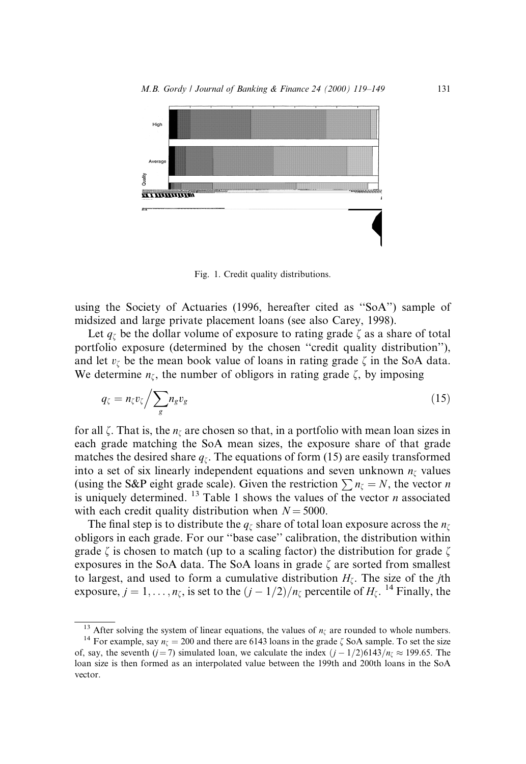Fig. 1. Credit quality distributions.

using the Society of Actuaries (1996, hereafter cited as "SoA") sample of midsized and large private placement loans (see also Carey, 1998).

Let $q_\zeta$ be the dollar volume of exposure to rating grade $\zeta$ as a share of total portfolio exposure (determined by the chosen "credit quality distribution"), and let $v_\zeta$ be the mean book value of loans in rating grade $\zeta$ in the SoA data. We determine $n_\zeta$, the number of obligors in rating grade $\zeta$, by imposing

$$q_\zeta = n_\zeta v_\zeta \Big/ \sum_g n_g v_g \tag{15}$$

for all $\zeta$. That is, the $n_\zeta$ are chosen so that, in a portfolio with mean loan sizes in each grade matching the SoA mean sizes, the exposure share of that grade matches the desired share $q_\zeta$. The equations of form (15) are easily transformed into a set of six linearly independent equations and seven unknown $n_\zeta$ values (using the S&P eight grade scale). Given the restriction $\sum n_\zeta = N$, the vector $n$ is uniquely determined. [13] Table 1 shows the values of the vector $n$ associated with each credit quality distribution when $N = 5000$.

The final step is to distribute the $q_\zeta$ share of total loan exposure across the $n_\zeta$ obligors in each grade. For our "base case" calibration, the distribution within grade $\zeta$ is chosen to match (up to a scaling factor) the distribution for grade $\zeta$ exposures in the SoA data. The SoA loans in grade $\zeta$ are sorted from smallest to largest, and used to form a cumulative distribution $H_\zeta$. The size of the $j$th exposure, $j = 1, \ldots, n_\zeta$, is set to the $(j - 1/2)/n_\zeta$ percentile of $H_\zeta$. [14] Finally, the

[13] After solving the system of linear equations, the values of $n_\zeta$ are rounded to whole numbers.

[14] For example, say $n_\zeta = 200$ and there are 6143 loans in the grade $\zeta$ SoA sample. To set the size of, say, the seventh ($j = 7$) simulated loan, we calculate the index $(j - 1/2)6143/n_\zeta \approx 199.65$. The loan size is then formed as an interpolated value between the 199th and 200th loans in the SoA vector.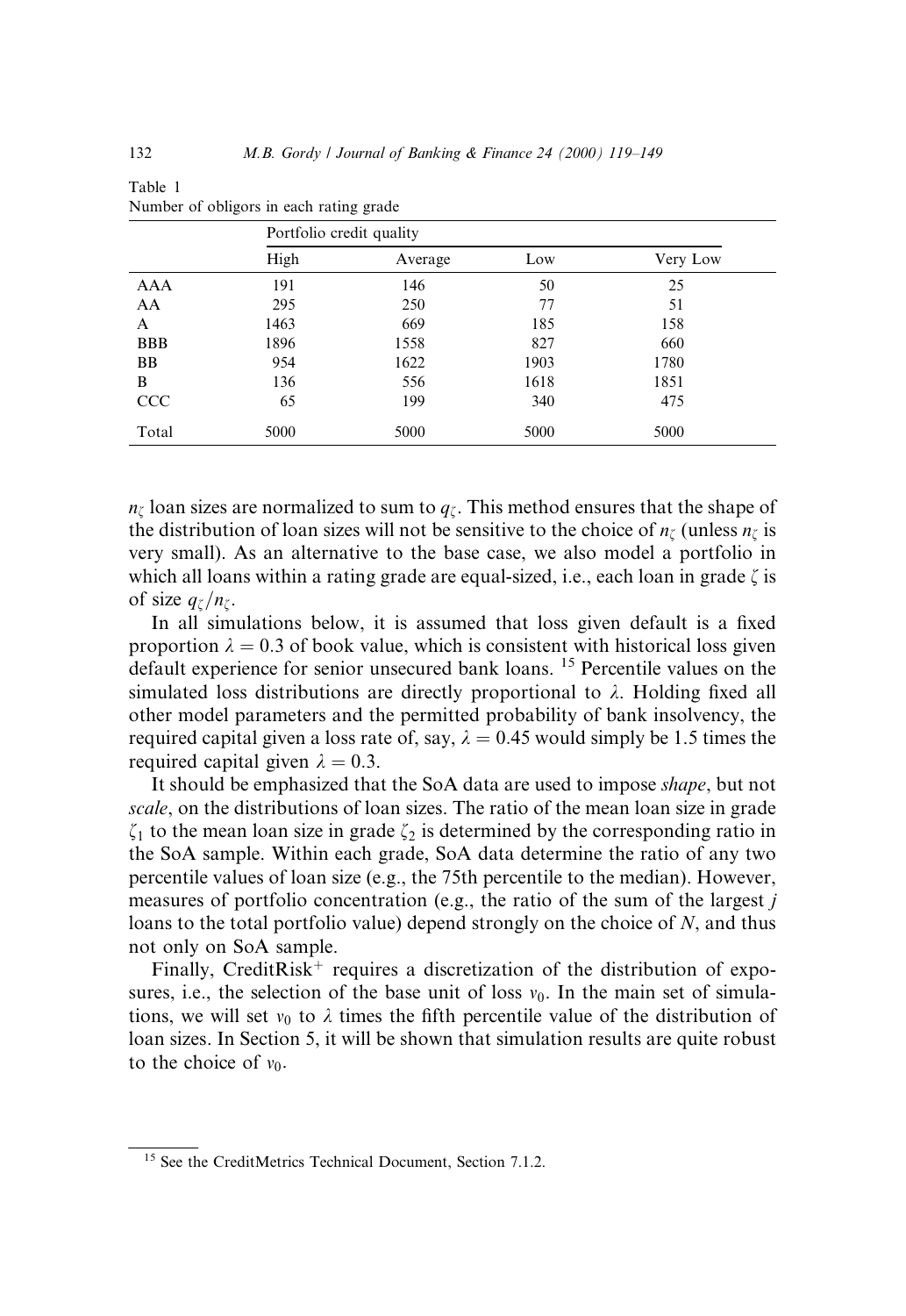Table 1
Number of obligors in each rating grade

| | Portfolio credit quality | | | |
|---|---|---|---|---|
| | High | Average | Low | Very Low |
| AAA | 191 | 146 | 50 | 25 |
| AA | 295 | 250 | 77 | 51 |
| A | 1463 | 669 | 185 | 158 |
| BBB | 1896 | 1558 | 827 | 660 |
| BB | 954 | 1622 | 1903 | 1780 |
| B | 136 | 556 | 1618 | 1851 |
| CCC | 65 | 199 | 340 | 475 |
| Total | 5000 | 5000 | 5000 | 5000 |

$n_\zeta$ loan sizes are normalized to sum to $q_\zeta$. This method ensures that the shape of the distribution of loan sizes will not be sensitive to the choice of $n_\zeta$ (unless $n_\zeta$ is very small). As an alternative to the base case, we also model a portfolio in which all loans within a rating grade are equal-sized, i.e., each loan in grade $\zeta$ is of size $q_\zeta/n_\zeta$.

In all simulations below, it is assumed that loss given default is a fixed proportion $\lambda = 0.3$ of book value, which is consistent with historical loss given default experience for senior unsecured bank loans. [15] Percentile values on the simulated loss distributions are directly proportional to $\lambda$. Holding fixed all other model parameters and the permitted probability of bank insolvency, the required capital given a loss rate of, say, $\lambda = 0.45$ would simply be 1.5 times the required capital given $\lambda = 0.3$.

It should be emphasized that the SoA data are used to impose *shape*, but not *scale*, on the distributions of loan sizes. The ratio of the mean loan size in grade $\zeta_1$ to the mean loan size in grade $\zeta_2$ is determined by the corresponding ratio in the SoA sample. Within each grade, SoA data determine the ratio of any two percentile values of loan size (e.g., the 75th percentile to the median). However, measures of portfolio concentration (e.g., the ratio of the sum of the largest $j$ loans to the total portfolio value) depend strongly on the choice of $N$, and thus not only on SoA sample.

Finally, CreditRisk$^+$ requires a discretization of the distribution of exposures, i.e., the selection of the base unit of loss $v_0$. In the main set of simulations, we will set $v_0$ to $\lambda$ times the fifth percentile value of the distribution of loan sizes. In Section 5, it will be shown that simulation results are quite robust to the choice of $v_0$.

[15] See the CreditMetrics Technical Document, Section 7.1.2.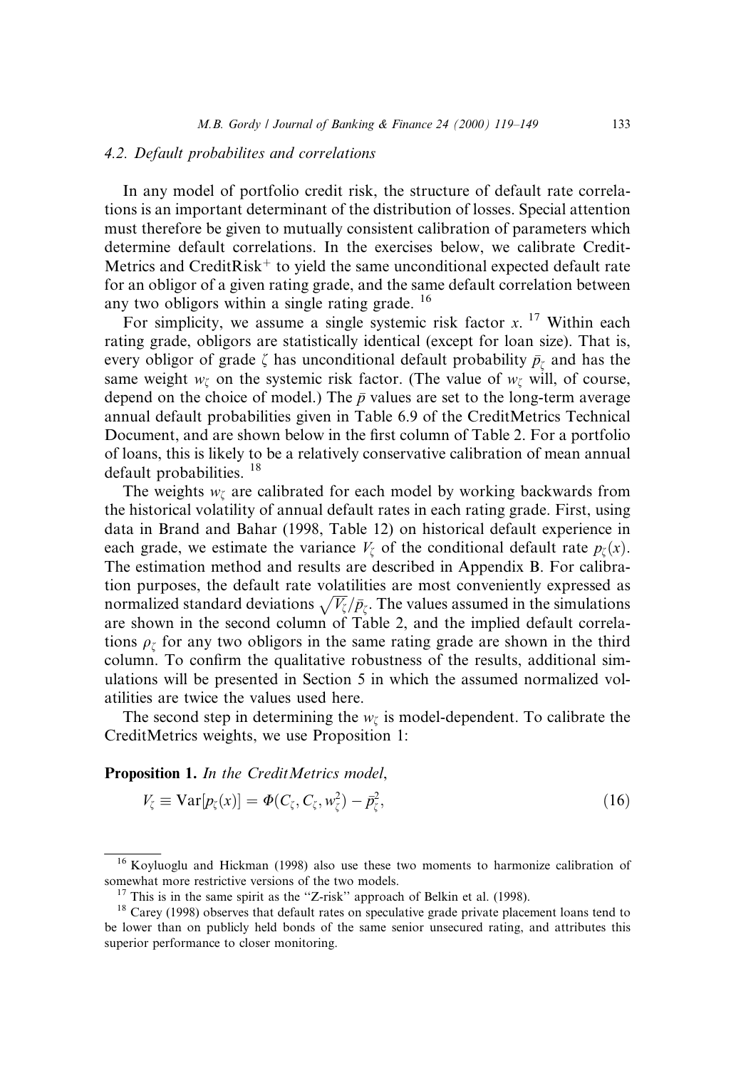### 4.2. Default probabilites and correlations

In any model of portfolio credit risk, the structure of default rate correlations is an important determinant of the distribution of losses. Special attention must therefore be given to mutually consistent calibration of parameters which determine default correlations. In the exercises below, we calibrate CreditMetrics and CreditRisk$^+$ to yield the same unconditional expected default rate for an obligor of a given rating grade, and the same default correlation between any two obligors within a single rating grade. [16]

For simplicity, we assume a single systemic risk factor $x$. [17] Within each rating grade, obligors are statistically identical (except for loan size). That is, every obligor of grade $\zeta$ has unconditional default probability $\bar{p}_\zeta$ and has the same weight $w_\zeta$ on the systemic risk factor. (The value of $w_\zeta$ will, of course, depend on the choice of model.) The $\bar{p}$ values are set to the long-term average annual default probabilities given in Table 6.9 of the CreditMetrics Technical Document, and are shown below in the first column of Table 2. For a portfolio of loans, this is likely to be a relatively conservative calibration of mean annual default probabilities. [18]

The weights $w_\zeta$ are calibrated for each model by working backwards from the historical volatility of annual default rates in each rating grade. First, using data in Brand and Bahar (1998, Table 12) on historical default experience in each grade, we estimate the variance $V_\zeta$ of the conditional default rate $p_\zeta(x)$. The estimation method and results are described in Appendix B. For calibration purposes, the default rate volatilities are most conveniently expressed as normalized standard deviations $\sqrt{V_\zeta}/\bar{p}_\zeta$. The values assumed in the simulations are shown in the second column of Table 2, and the implied default correlations $\rho_\zeta$ for any two obligors in the same rating grade are shown in the third column. To confirm the qualitative robustness of the results, additional simulations will be presented in Section 5 in which the assumed normalized volatilities are twice the values used here.

The second step in determining the $w_\zeta$ is model-dependent. To calibrate the CreditMetrics weights, we use Proposition 1:

**Proposition 1.** *In the CreditMetrics model,*

$$V_\zeta \equiv \mathrm{Var}[p_\zeta(x)] = \Phi(C_\zeta, C_\zeta, w_\zeta^2) - \bar{p}_\zeta^2, \tag{16}$$

---

[16] Koyluoglu and Hickman (1998) also use these two moments to harmonize calibration of somewhat more restrictive versions of the two models.

[17] This is in the same spirit as the "Z-risk" approach of Belkin et al. (1998).

[18] Carey (1998) observes that default rates on speculative grade private placement loans tend to be lower than on publicly held bonds of the same senior unsecured rating, and attributes this superior performance to closer monitoring.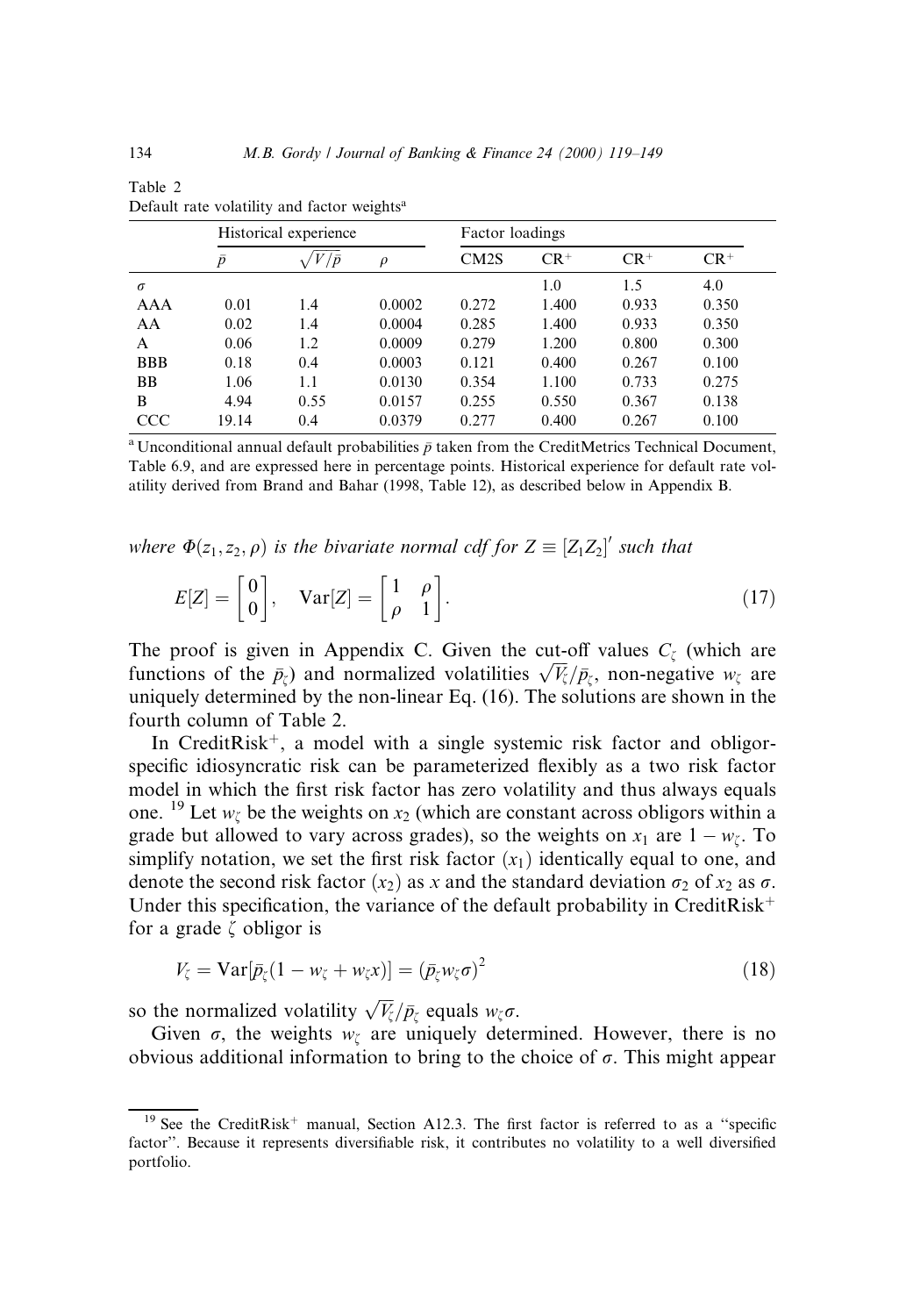Table 2
Default rate volatility and factor weights[a]

| | Historical experience | | | Factor loadings | | | |
|---|---|---|---|---|---|---|---|
| | $\bar{p}$ | $\sqrt{V}/\bar{p}$ | $\rho$ | CM2S | $CR^+$ | $CR^+$ | $CR^+$ |
| $\sigma$ | | | | | 1.0 | 1.5 | 4.0 |
| AAA | 0.01 | 1.4 | 0.0002 | 0.272 | 1.400 | 0.933 | 0.350 |
| AA | 0.02 | 1.4 | 0.0004 | 0.285 | 1.400 | 0.933 | 0.350 |
| A | 0.06 | 1.2 | 0.0009 | 0.279 | 1.200 | 0.800 | 0.300 |
| BBB | 0.18 | 0.4 | 0.0003 | 0.121 | 0.400 | 0.267 | 0.100 |
| BB | 1.06 | 1.1 | 0.0130 | 0.354 | 1.100 | 0.733 | 0.275 |
| B | 4.94 | 0.55 | 0.0157 | 0.255 | 0.550 | 0.367 | 0.138 |
| CCC | 19.14 | 0.4 | 0.0379 | 0.277 | 0.400 | 0.267 | 0.100 |

[a] Unconditional annual default probabilities $\bar{p}$ taken from the CreditMetrics Technical Document, Table 6.9, and are expressed here in percentage points. Historical experience for default rate volatility derived from Brand and Bahar (1998, Table 12), as described below in Appendix B.

*where $\Phi(z_1, z_2, \rho)$ is the bivariate normal cdf for $Z \equiv [Z_1 Z_2]'$ such that*

$$E[Z] = \begin{bmatrix} 0 \\ 0 \end{bmatrix}, \quad \text{Var}[Z] = \begin{bmatrix} 1 & \rho \\ \rho & 1 \end{bmatrix}. \tag{17}$$

The proof is given in Appendix C. Given the cut-off values $C_\zeta$ (which are functions of the $\bar{p}_\zeta$) and normalized volatilities $\sqrt{V_\zeta}/\bar{p}_\zeta$, non-negative $w_\zeta$ are uniquely determined by the non-linear Eq. (16). The solutions are shown in the fourth column of Table 2.

In CreditRisk$^+$, a model with a single systemic risk factor and obligor-specific idiosyncratic risk can be parameterized flexibly as a two risk factor model in which the first risk factor has zero volatility and thus always equals one. [19] Let $w_\zeta$ be the weights on $x_2$ (which are constant across obligors within a grade but allowed to vary across grades), so the weights on $x_1$ are $1 - w_\zeta$. To simplify notation, we set the first risk factor ($x_1$) identically equal to one, and denote the second risk factor ($x_2$) as $x$ and the standard deviation $\sigma_2$ of $x_2$ as $\sigma$. Under this specification, the variance of the default probability in CreditRisk$^+$ for a grade $\zeta$ obligor is

$$V_\zeta = \text{Var}[\bar{p}_\zeta(1 - w_\zeta + w_\zeta x)] = (\bar{p}_\zeta w_\zeta \sigma)^2 \tag{18}$$

so the normalized volatility $\sqrt{V_\zeta}/\bar{p}_\zeta$ equals $w_\zeta \sigma$.

Given $\sigma$, the weights $w_\zeta$ are uniquely determined. However, there is no obvious additional information to bring to the choice of $\sigma$. This might appear

[19] See the CreditRisk$^+$ manual, Section A12.3. The first factor is referred to as a "specific factor". Because it represents diversifiable risk, it contributes no volatility to a well diversified portfolio.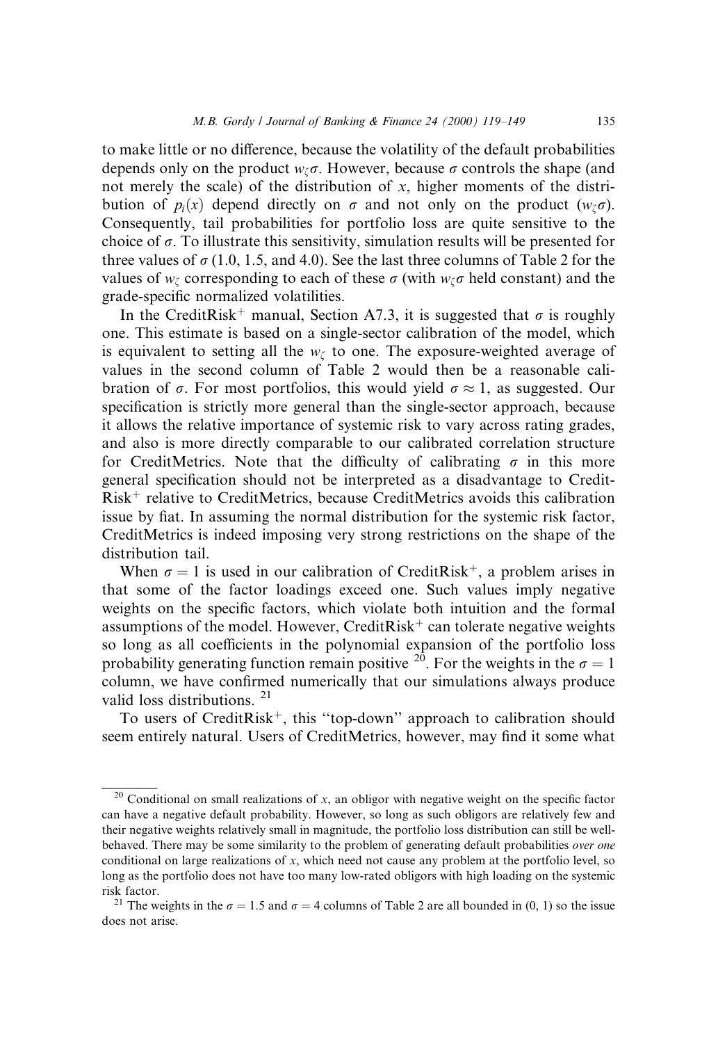to make little or no difference, because the volatility of the default probabilities depends only on the product $w_\zeta \sigma$. However, because $\sigma$ controls the shape (and not merely the scale) of the distribution of $x$, higher moments of the distribution of $p_i(x)$ depend directly on $\sigma$ and not only on the product ($w_\zeta \sigma$). Consequently, tail probabilities for portfolio loss are quite sensitive to the choice of $\sigma$. To illustrate this sensitivity, simulation results will be presented for three values of $\sigma$ (1.0, 1.5, and 4.0). See the last three columns of Table 2 for the values of $w_\zeta$ corresponding to each of these $\sigma$ (with $w_\zeta \sigma$ held constant) and the grade-specific normalized volatilities.

In the CreditRisk$^+$ manual, Section A7.3, it is suggested that $\sigma$ is roughly one. This estimate is based on a single-sector calibration of the model, which is equivalent to setting all the $w_\zeta$ to one. The exposure-weighted average of values in the second column of Table 2 would then be a reasonable calibration of $\sigma$. For most portfolios, this would yield $\sigma \approx 1$, as suggested. Our specification is strictly more general than the single-sector approach, because it allows the relative importance of systemic risk to vary across rating grades, and also is more directly comparable to our calibrated correlation structure for CreditMetrics. Note that the difficulty of calibrating $\sigma$ in this more general specification should not be interpreted as a disadvantage to CreditRisk$^+$ relative to CreditMetrics, because CreditMetrics avoids this calibration issue by fiat. In assuming the normal distribution for the systemic risk factor, CreditMetrics is indeed imposing very strong restrictions on the shape of the distribution tail.

When $\sigma = 1$ is used in our calibration of CreditRisk$^+$, a problem arises in that some of the factor loadings exceed one. Such values imply negative weights on the specific factors, which violate both intuition and the formal assumptions of the model. However, CreditRisk$^+$ can tolerate negative weights so long as all coefficients in the polynomial expansion of the portfolio loss probability generating function remain positive [20]. For the weights in the $\sigma = 1$ column, we have confirmed numerically that our simulations always produce valid loss distributions. [21]

To users of CreditRisk$^+$, this "top-down" approach to calibration should seem entirely natural. Users of CreditMetrics, however, may find it some what

---

[20] Conditional on small realizations of $x$, an obligor with negative weight on the specific factor can have a negative default probability. However, so long as such obligors are relatively few and their negative weights relatively small in magnitude, the portfolio loss distribution can still be well-behaved. There may be some similarity to the problem of generating default probabilities *over one* conditional on large realizations of $x$, which need not cause any problem at the portfolio level, so long as the portfolio does not have too many low-rated obligors with high loading on the systemic risk factor.

[21] The weights in the $\sigma = 1.5$ and $\sigma = 4$ columns of Table 2 are all bounded in (0, 1) so the issue does not arise.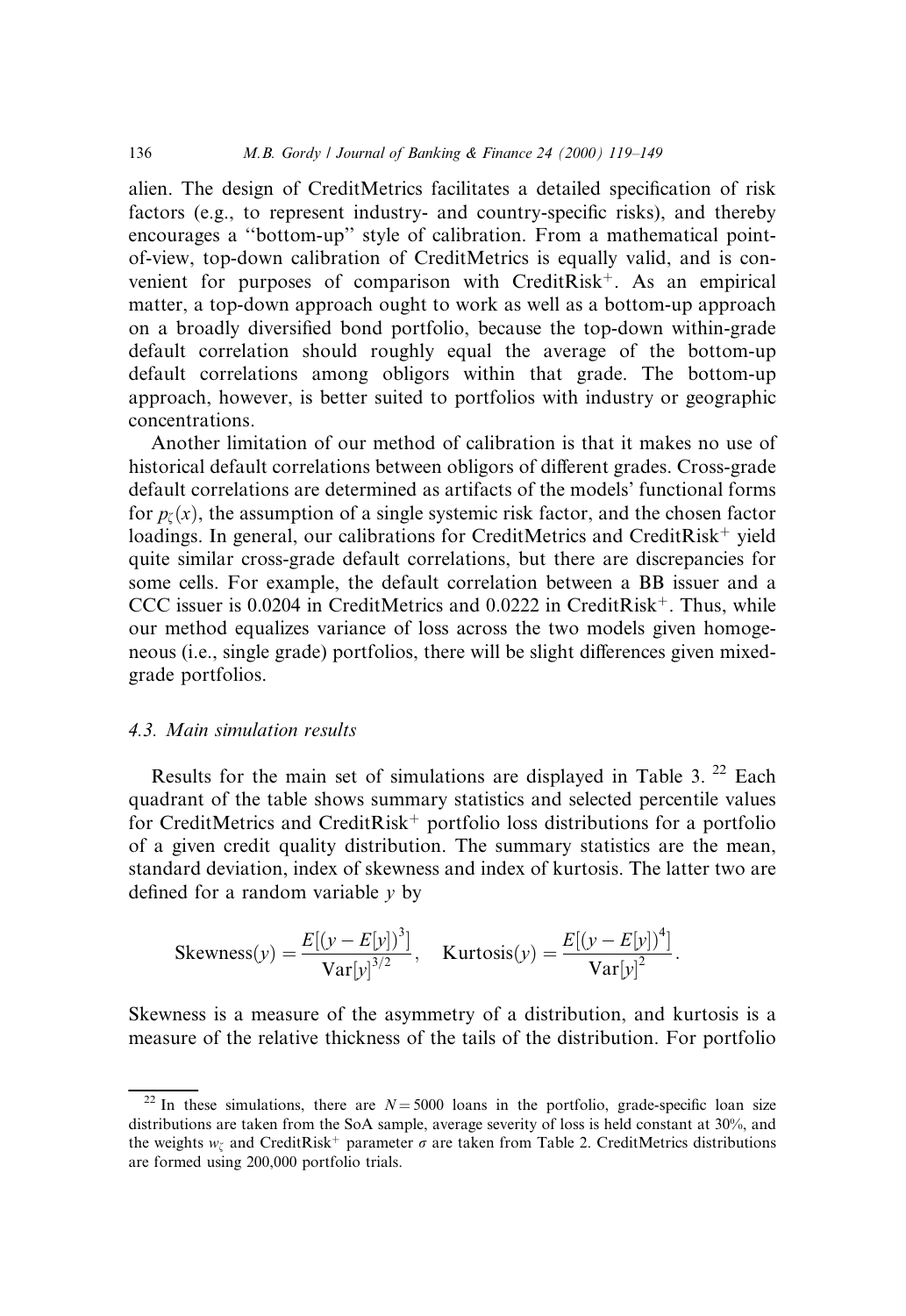alien. The design of CreditMetrics facilitates a detailed specification of risk factors (e.g., to represent industry- and country-specific risks), and thereby encourages a "bottom-up" style of calibration. From a mathematical point-of-view, top-down calibration of CreditMetrics is equally valid, and is convenient for purposes of comparison with CreditRisk$^+$. As an empirical matter, a top-down approach ought to work as well as a bottom-up approach on a broadly diversified bond portfolio, because the top-down within-grade default correlation should roughly equal the average of the bottom-up default correlations among obligors within that grade. The bottom-up approach, however, is better suited to portfolios with industry or geographic concentrations.

Another limitation of our method of calibration is that it makes no use of historical default correlations between obligors of different grades. Cross-grade default correlations are determined as artifacts of the models' functional forms for $p_\zeta(x)$, the assumption of a single systemic risk factor, and the chosen factor loadings. In general, our calibrations for CreditMetrics and CreditRisk$^+$ yield quite similar cross-grade default correlations, but there are discrepancies for some cells. For example, the default correlation between a BB issuer and a CCC issuer is 0.0204 in CreditMetrics and 0.0222 in CreditRisk$^+$. Thus, while our method equalizes variance of loss across the two models given homogeneous (i.e., single grade) portfolios, there will be slight differences given mixed-grade portfolios.

### 4.3. Main simulation results

Results for the main set of simulations are displayed in Table 3. [22] Each quadrant of the table shows summary statistics and selected percentile values for CreditMetrics and CreditRisk$^+$ portfolio loss distributions for a portfolio of a given credit quality distribution. The summary statistics are the mean, standard deviation, index of skewness and index of kurtosis. The latter two are defined for a random variable $y$ by

$$\text{Skewness}(y) = \frac{E[(y - E[y])^3]}{\text{Var}[y]^{3/2}}, \quad \text{Kurtosis}(y) = \frac{E[(y - E[y])^4]}{\text{Var}[y]^2}.$$

Skewness is a measure of the asymmetry of a distribution, and kurtosis is a measure of the relative thickness of the tails of the distribution. For portfolio

[22] In these simulations, there are $N = 5000$ loans in the portfolio, grade-specific loan size distributions are taken from the SoA sample, average severity of loss is held constant at 30%, and the weights $w_\zeta$ and CreditRisk$^+$ parameter $\sigma$ are taken from Table 2. CreditMetrics distributions are formed using 200,000 portfolio trials.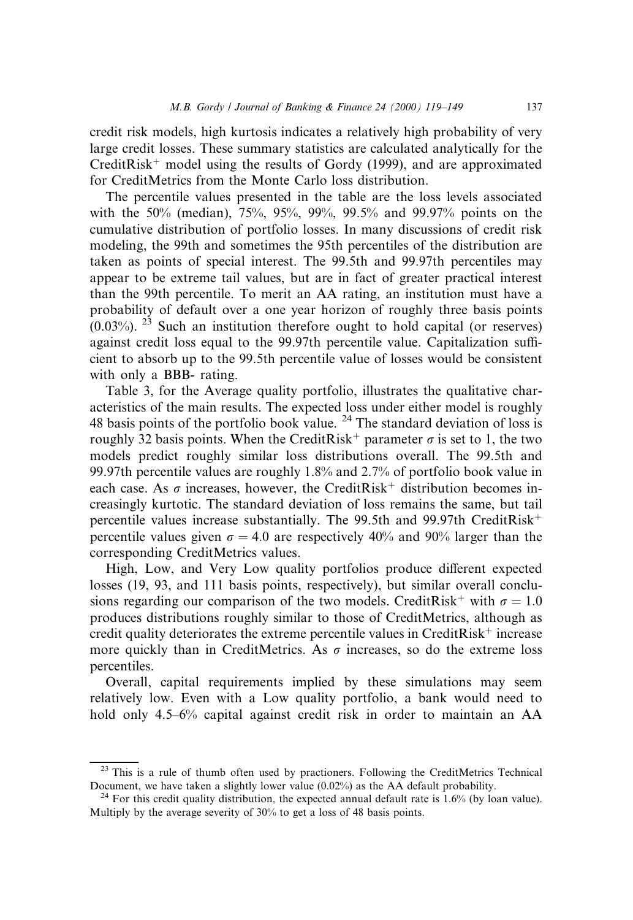credit risk models, high kurtosis indicates a relatively high probability of very large credit losses. These summary statistics are calculated analytically for the CreditRisk$^+$ model using the results of Gordy (1999), and are approximated for CreditMetrics from the Monte Carlo loss distribution.

The percentile values presented in the table are the loss levels associated with the 50% (median), 75%, 95%, 99%, 99.5% and 99.97% points on the cumulative distribution of portfolio losses. In many discussions of credit risk modeling, the 99th and sometimes the 95th percentiles of the distribution are taken as points of special interest. The 99.5th and 99.97th percentiles may appear to be extreme tail values, but are in fact of greater practical interest than the 99th percentile. To merit an AA rating, an institution must have a probability of default over a one year horizon of roughly three basis points (0.03%). [23] Such an institution therefore ought to hold capital (or reserves) against credit loss equal to the 99.97th percentile value. Capitalization sufficient to absorb up to the 99.5th percentile value of losses would be consistent with only a BBB- rating.

Table 3, for the Average quality portfolio, illustrates the qualitative characteristics of the main results. The expected loss under either model is roughly 48 basis points of the portfolio book value. [24] The standard deviation of loss is roughly 32 basis points. When the CreditRisk$^+$ parameter $\sigma$ is set to 1, the two models predict roughly similar loss distributions overall. The 99.5th and 99.97th percentile values are roughly 1.8% and 2.7% of portfolio book value in each case. As $\sigma$ increases, however, the CreditRisk$^+$ distribution becomes increasingly kurtotic. The standard deviation of loss remains the same, but tail percentile values increase substantially. The 99.5th and 99.97th CreditRisk$^+$ percentile values given $\sigma = 4.0$ are respectively 40% and 90% larger than the corresponding CreditMetrics values.

High, Low, and Very Low quality portfolios produce different expected losses (19, 93, and 111 basis points, respectively), but similar overall conclusions regarding our comparison of the two models. CreditRisk$^+$ with $\sigma = 1.0$ produces distributions roughly similar to those of CreditMetrics, although as credit quality deteriorates the extreme percentile values in CreditRisk$^+$ increase more quickly than in CreditMetrics. As $\sigma$ increases, so do the extreme loss percentiles.

Overall, capital requirements implied by these simulations may seem relatively low. Even with a Low quality portfolio, a bank would need to hold only 4.5–6% capital against credit risk in order to maintain an AA

---

[23] This is a rule of thumb often used by practioners. Following the CreditMetrics Technical Document, we have taken a slightly lower value (0.02%) as the AA default probability.

[24] For this credit quality distribution, the expected annual default rate is 1.6% (by loan value). Multiply by the average severity of 30% to get a loss of 48 basis points.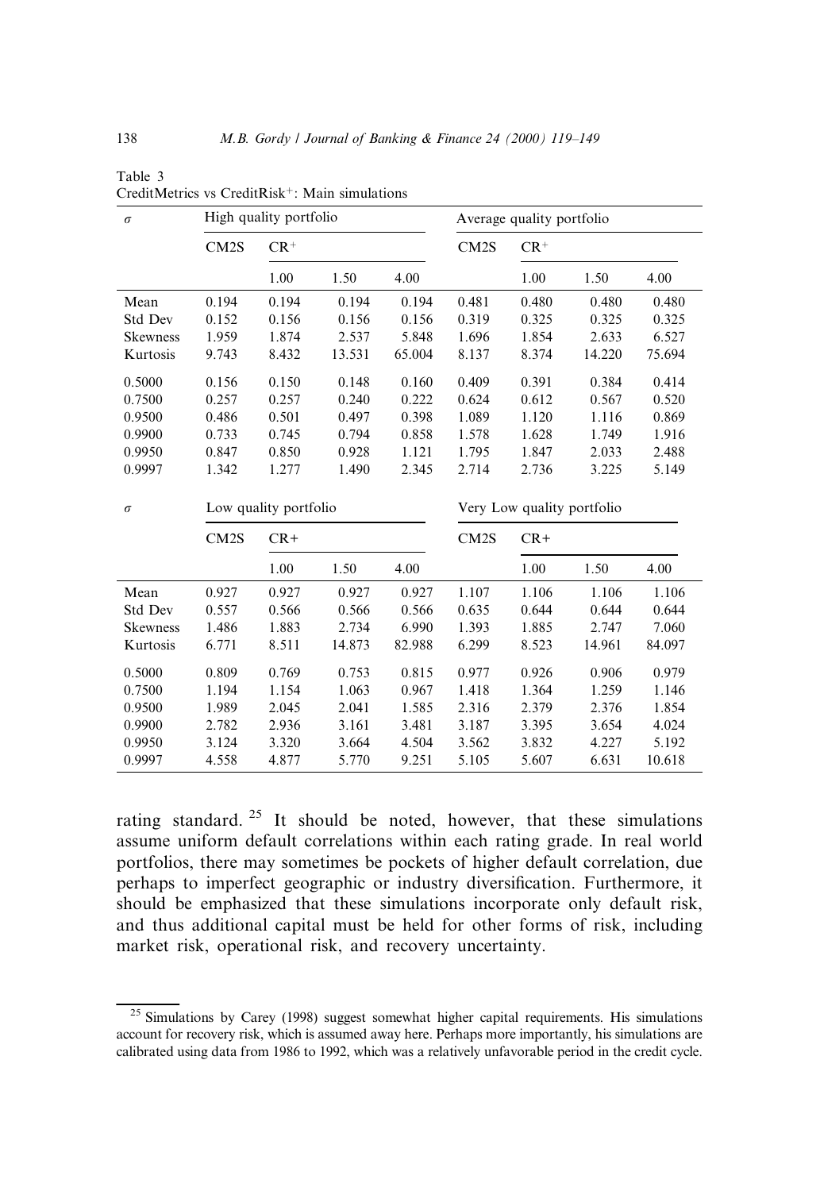Table 3
CreditMetrics vs CreditRisk$^+$: Main simulations

| $\sigma$ | High quality portfolio | | | | Average quality portfolio | | | |
|---|---|---|---|---|---|---|---|---|
| | CM2S | CR$^+$ | | | CM2S | CR$^+$ | | |
| | | 1.00 | 1.50 | 4.00 | | 1.00 | 1.50 | 4.00 |
| Mean | 0.194 | 0.194 | 0.194 | 0.194 | 0.481 | 0.480 | 0.480 | 0.480 |
| Std Dev | 0.152 | 0.156 | 0.156 | 0.156 | 0.319 | 0.325 | 0.325 | 0.325 |
| Skewness | 1.959 | 1.874 | 2.537 | 5.848 | 1.696 | 1.854 | 2.633 | 6.527 |
| Kurtosis | 9.743 | 8.432 | 13.531 | 65.004 | 8.137 | 8.374 | 14.220 | 75.694 |
| 0.5000 | 0.156 | 0.150 | 0.148 | 0.160 | 0.409 | 0.391 | 0.384 | 0.414 |
| 0.7500 | 0.257 | 0.257 | 0.240 | 0.222 | 0.624 | 0.612 | 0.567 | 0.520 |
| 0.9500 | 0.486 | 0.501 | 0.497 | 0.398 | 1.089 | 1.120 | 1.116 | 0.869 |
| 0.9900 | 0.733 | 0.745 | 0.794 | 0.858 | 1.578 | 1.628 | 1.749 | 1.916 |
| 0.9950 | 0.847 | 0.850 | 0.928 | 1.121 | 1.795 | 1.847 | 2.033 | 2.488 |
| 0.9997 | 1.342 | 1.277 | 1.490 | 2.345 | 2.714 | 2.736 | 3.225 | 5.149 |

| $\sigma$ | Low quality portfolio | | | | Very Low quality portfolio | | | |
|---|---|---|---|---|---|---|---|---|
| | CM2S | CR+ | | | CM2S | CR+ | | |
| | | 1.00 | 1.50 | 4.00 | | 1.00 | 1.50 | 4.00 |
| Mean | 0.927 | 0.927 | 0.927 | 0.927 | 1.107 | 1.106 | 1.106 | 1.106 |
| Std Dev | 0.557 | 0.566 | 0.566 | 0.566 | 0.635 | 0.644 | 0.644 | 0.644 |
| Skewness | 1.486 | 1.883 | 2.734 | 6.990 | 1.393 | 1.885 | 2.747 | 7.060 |
| Kurtosis | 6.771 | 8.511 | 14.873 | 82.988 | 6.299 | 8.523 | 14.961 | 84.097 |
| 0.5000 | 0.809 | 0.769 | 0.753 | 0.815 | 0.977 | 0.926 | 0.906 | 0.979 |
| 0.7500 | 1.194 | 1.154 | 1.063 | 0.967 | 1.418 | 1.364 | 1.259 | 1.146 |
| 0.9500 | 1.989 | 2.045 | 2.041 | 1.585 | 2.316 | 2.379 | 2.376 | 1.854 |
| 0.9900 | 2.782 | 2.936 | 3.161 | 3.481 | 3.187 | 3.395 | 3.654 | 4.024 |
| 0.9950 | 3.124 | 3.320 | 3.664 | 4.504 | 3.562 | 3.832 | 4.227 | 5.192 |
| 0.9997 | 4.558 | 4.877 | 5.770 | 9.251 | 5.105 | 5.607 | 6.631 | 10.618 |

rating standard.[25] It should be noted, however, that these simulations assume uniform default correlations within each rating grade. In real world portfolios, there may sometimes be pockets of higher default correlation, due perhaps to imperfect geographic or industry diversification. Furthermore, it should be emphasized that these simulations incorporate only default risk, and thus additional capital must be held for other forms of risk, including market risk, operational risk, and recovery uncertainty.

[25] Simulations by Carey (1998) suggest somewhat higher capital requirements. His simulations account for recovery risk, which is assumed away here. Perhaps more importantly, his simulations are calibrated using data from 1986 to 1992, which was a relatively unfavorable period in the credit cycle.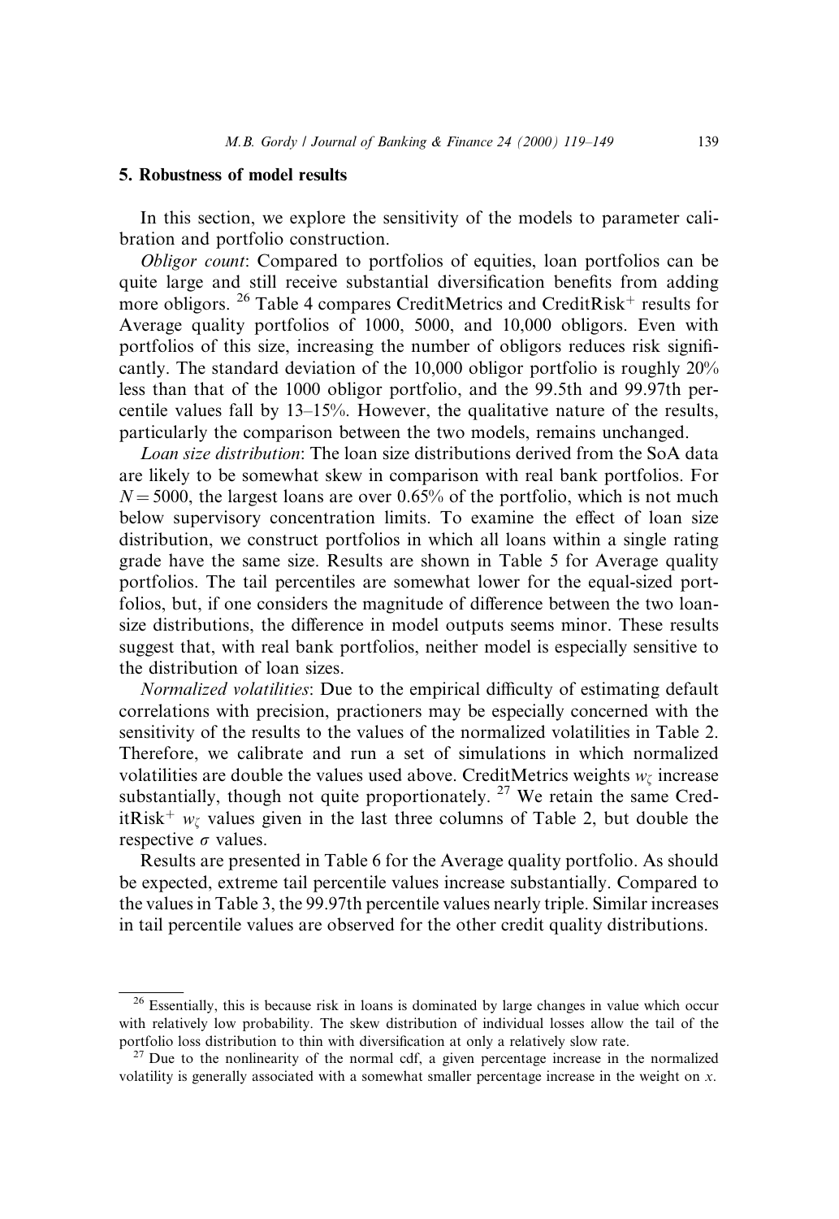## 5. Robustness of model results

In this section, we explore the sensitivity of the models to parameter calibration and portfolio construction.

*Obligor count*: Compared to portfolios of equities, loan portfolios can be quite large and still receive substantial diversification benefits from adding more obligors. [26] Table 4 compares CreditMetrics and CreditRisk$^+$ results for Average quality portfolios of 1000, 5000, and 10,000 obligors. Even with portfolios of this size, increasing the number of obligors reduces risk significantly. The standard deviation of the 10,000 obligor portfolio is roughly 20% less than that of the 1000 obligor portfolio, and the 99.5th and 99.97th percentile values fall by 13–15%. However, the qualitative nature of the results, particularly the comparison between the two models, remains unchanged.

*Loan size distribution*: The loan size distributions derived from the SoA data are likely to be somewhat skew in comparison with real bank portfolios. For $N = 5000$, the largest loans are over 0.65% of the portfolio, which is not much below supervisory concentration limits. To examine the effect of loan size distribution, we construct portfolios in which all loans within a single rating grade have the same size. Results are shown in Table 5 for Average quality portfolios. The tail percentiles are somewhat lower for the equal-sized portfolios, but, if one considers the magnitude of difference between the two loan-size distributions, the difference in model outputs seems minor. These results suggest that, with real bank portfolios, neither model is especially sensitive to the distribution of loan sizes.

*Normalized volatilities*: Due to the empirical difficulty of estimating default correlations with precision, practioners may be especially concerned with the sensitivity of the results to the values of the normalized volatilities in Table 2. Therefore, we calibrate and run a set of simulations in which normalized volatilities are double the values used above. CreditMetrics weights $w_\zeta$ increase substantially, though not quite proportionately. [27] We retain the same CreditRisk$^+$ $w_\zeta$ values given in the last three columns of Table 2, but double the respective $\sigma$ values.

Results are presented in Table 6 for the Average quality portfolio. As should be expected, extreme tail percentile values increase substantially. Compared to the values in Table 3, the 99.97th percentile values nearly triple. Similar increases in tail percentile values are observed for the other credit quality distributions.

---

[26] Essentially, this is because risk in loans is dominated by large changes in value which occur with relatively low probability. The skew distribution of individual losses allow the tail of the portfolio loss distribution to thin with diversification at only a relatively slow rate.

[27] Due to the nonlinearity of the normal cdf, a given percentage increase in the normalized volatility is generally associated with a somewhat smaller percentage increase in the weight on $x$.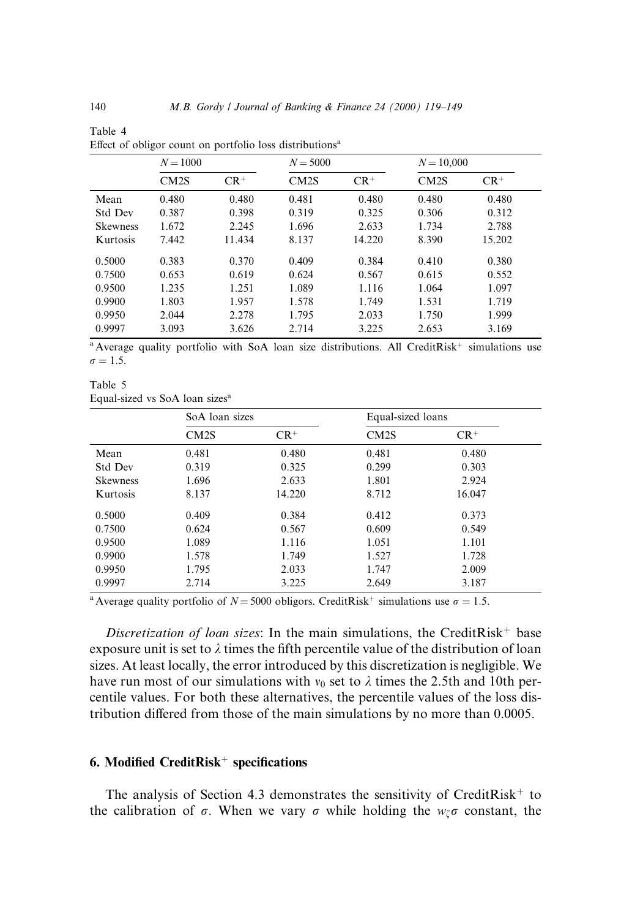Table 4
Effect of obligor count on portfolio loss distributions[a]

| | $N = 1000$ | | $N = 5000$ | | $N = 10{,}000$ | |
|---|---|---|---|---|---|---|
| | CM2S | $CR^+$ | CM2S | $CR^+$ | CM2S | $CR^+$ |
| Mean | 0.480 | 0.480 | 0.481 | 0.480 | 0.480 | 0.480 |
| Std Dev | 0.387 | 0.398 | 0.319 | 0.325 | 0.306 | 0.312 |
| Skewness | 1.672 | 2.245 | 1.696 | 2.633 | 1.734 | 2.788 |
| Kurtosis | 7.442 | 11.434 | 8.137 | 14.220 | 8.390 | 15.202 |
| 0.5000 | 0.383 | 0.370 | 0.409 | 0.384 | 0.410 | 0.380 |
| 0.7500 | 0.653 | 0.619 | 0.624 | 0.567 | 0.615 | 0.552 |
| 0.9500 | 1.235 | 1.251 | 1.089 | 1.116 | 1.064 | 1.097 |
| 0.9900 | 1.803 | 1.957 | 1.578 | 1.749 | 1.531 | 1.719 |
| 0.9950 | 2.044 | 2.278 | 1.795 | 2.033 | 1.750 | 1.999 |
| 0.9997 | 3.093 | 3.626 | 2.714 | 3.225 | 2.653 | 3.169 |

[a] Average quality portfolio with SoA loan size distributions. All CreditRisk$^+$ simulations use $\sigma = 1.5$.

Table 5
Equal-sized vs SoA loan sizes[a]

| | SoA loan sizes | | Equal-sized loans | |
|---|---|---|---|---|
| | CM2S | $CR^+$ | CM2S | $CR^+$ |
| Mean | 0.481 | 0.480 | 0.481 | 0.480 |
| Std Dev | 0.319 | 0.325 | 0.299 | 0.303 |
| Skewness | 1.696 | 2.633 | 1.801 | 2.924 |
| Kurtosis | 8.137 | 14.220 | 8.712 | 16.047 |
| 0.5000 | 0.409 | 0.384 | 0.412 | 0.373 |
| 0.7500 | 0.624 | 0.567 | 0.609 | 0.549 |
| 0.9500 | 1.089 | 1.116 | 1.051 | 1.101 |
| 0.9900 | 1.578 | 1.749 | 1.527 | 1.728 |
| 0.9950 | 1.795 | 2.033 | 1.747 | 2.009 |
| 0.9997 | 2.714 | 3.225 | 2.649 | 3.187 |

[a] Average quality portfolio of $N = 5000$ obligors. CreditRisk$^+$ simulations use $\sigma = 1.5$.

*Discretization of loan sizes*: In the main simulations, the CreditRisk$^+$ base exposure unit is set to $\lambda$ times the fifth percentile value of the distribution of loan sizes. At least locally, the error introduced by this discretization is negligible. We have run most of our simulations with $v_0$ set to $\lambda$ times the 2.5th and 10th percentile values. For both these alternatives, the percentile values of the loss distribution differed from those of the main simulations by no more than 0.0005.

## 6. Modified CreditRisk$^+$ specifications

The analysis of Section 4.3 demonstrates the sensitivity of CreditRisk$^+$ to the calibration of $\sigma$. When we vary $\sigma$ while holding the $w_\zeta \sigma$ constant, the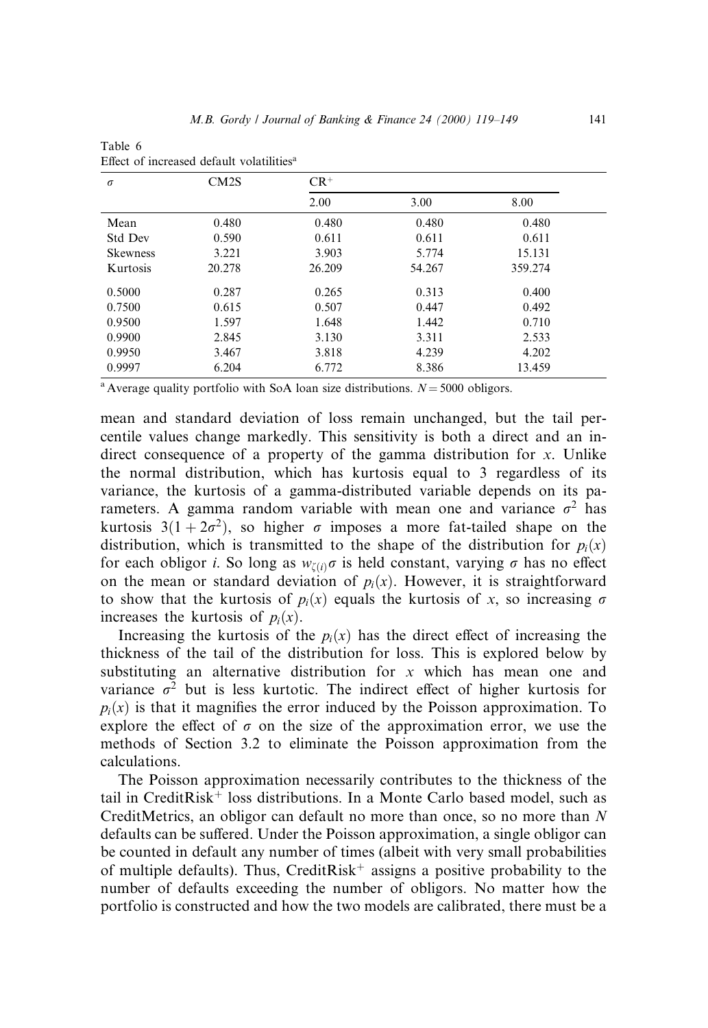Table 6
Effect of increased default volatilities[a]

| $\sigma$ | CM2S | CR$^+$ | | |
|---|---|---|---|---|
| | | 2.00 | 3.00 | 8.00 |
| Mean | 0.480 | 0.480 | 0.480 | 0.480 |
| Std Dev | 0.590 | 0.611 | 0.611 | 0.611 |
| Skewness | 3.221 | 3.903 | 5.774 | 15.131 |
| Kurtosis | 20.278 | 26.209 | 54.267 | 359.274 |
| 0.5000 | 0.287 | 0.265 | 0.313 | 0.400 |
| 0.7500 | 0.615 | 0.507 | 0.447 | 0.492 |
| 0.9500 | 1.597 | 1.648 | 1.442 | 0.710 |
| 0.9900 | 2.845 | 3.130 | 3.311 | 2.533 |
| 0.9950 | 3.467 | 3.818 | 4.239 | 4.202 |
| 0.9997 | 6.204 | 6.772 | 8.386 | 13.459 |

[a] Average quality portfolio with SoA loan size distributions. $N = 5000$ obligors.

mean and standard deviation of loss remain unchanged, but the tail percentile values change markedly. This sensitivity is both a direct and an indirect consequence of a property of the gamma distribution for $x$. Unlike the normal distribution, which has kurtosis equal to 3 regardless of its variance, the kurtosis of a gamma-distributed variable depends on its parameters. A gamma random variable with mean one and variance $\sigma^2$ has kurtosis $3(1 + 2\sigma^2)$, so higher $\sigma$ imposes a more fat-tailed shape on the distribution, which is transmitted to the shape of the distribution for $p_i(x)$ for each obligor $i$. So long as $w_{\zeta(i)}\sigma$ is held constant, varying $\sigma$ has no effect on the mean or standard deviation of $p_i(x)$. However, it is straightforward to show that the kurtosis of $p_i(x)$ equals the kurtosis of $x$, so increasing $\sigma$ increases the kurtosis of $p_i(x)$.

Increasing the kurtosis of the $p_i(x)$ has the direct effect of increasing the thickness of the tail of the distribution for loss. This is explored below by substituting an alternative distribution for $x$ which has mean one and variance $\sigma^2$ but is less kurtotic. The indirect effect of higher kurtosis for $p_i(x)$ is that it magnifies the error induced by the Poisson approximation. To explore the effect of $\sigma$ on the size of the approximation error, we use the methods of Section 3.2 to eliminate the Poisson approximation from the calculations.

The Poisson approximation necessarily contributes to the thickness of the tail in CreditRisk$^+$ loss distributions. In a Monte Carlo based model, such as CreditMetrics, an obligor can default no more than once, so no more than $N$ defaults can be suffered. Under the Poisson approximation, a single obligor can be counted in default any number of times (albeit with very small probabilities of multiple defaults). Thus, CreditRisk$^+$ assigns a positive probability to the number of defaults exceeding the number of obligors. No matter how the portfolio is constructed and how the two models are calibrated, there must be a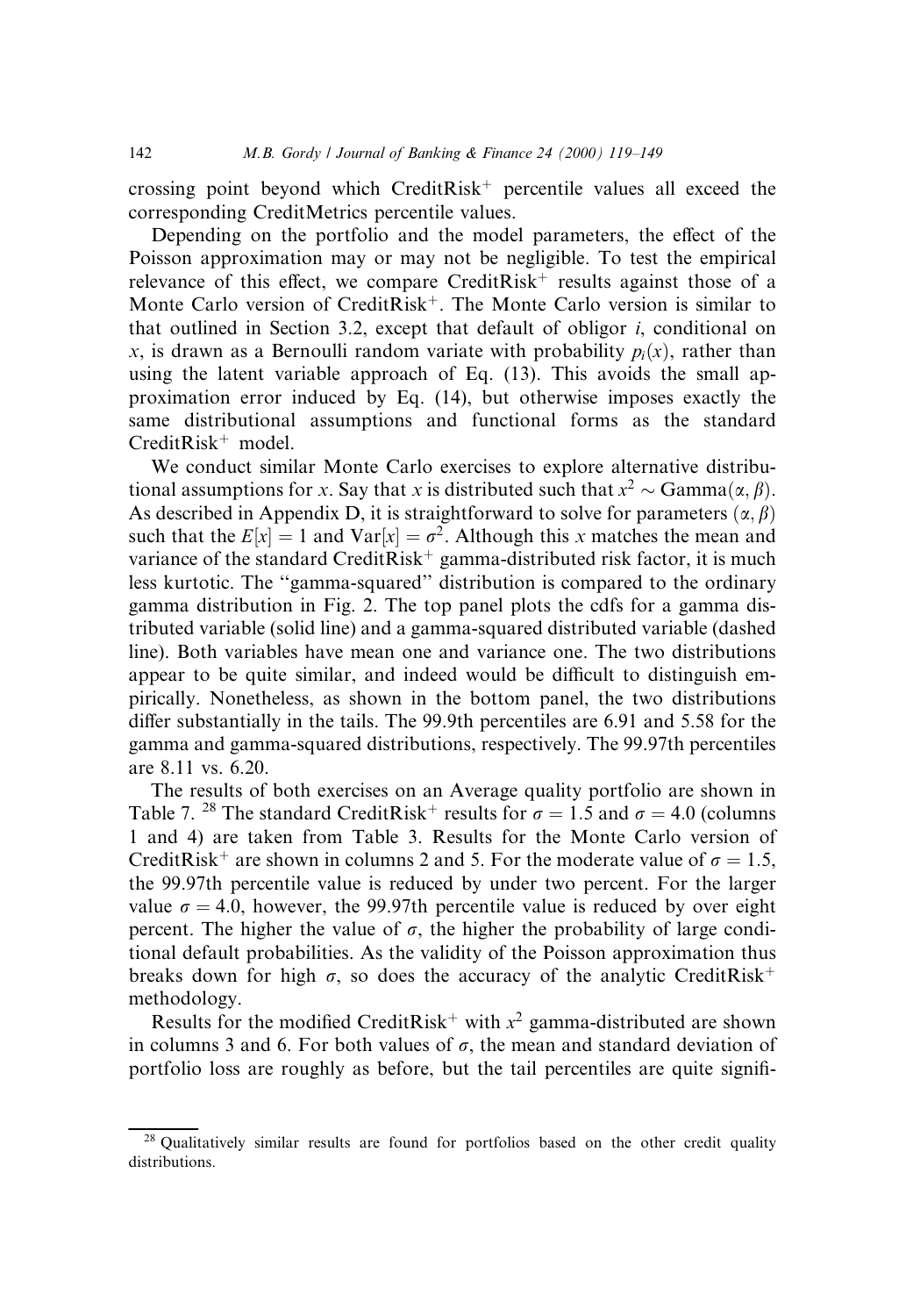crossing point beyond which CreditRisk$^+$ percentile values all exceed the corresponding CreditMetrics percentile values.

Depending on the portfolio and the model parameters, the effect of the Poisson approximation may or may not be negligible. To test the empirical relevance of this effect, we compare CreditRisk$^+$ results against those of a Monte Carlo version of CreditRisk$^+$. The Monte Carlo version is similar to that outlined in Section 3.2, except that default of obligor $i$, conditional on $x$, is drawn as a Bernoulli random variate with probability $p_i(x)$, rather than using the latent variable approach of Eq. (13). This avoids the small approximation error induced by Eq. (14), but otherwise imposes exactly the same distributional assumptions and functional forms as the standard CreditRisk$^+$ model.

We conduct similar Monte Carlo exercises to explore alternative distributional assumptions for $x$. Say that $x$ is distributed such that $x^2 \sim \text{Gamma}(\alpha, \beta)$. As described in Appendix D, it is straightforward to solve for parameters $(\alpha, \beta)$ such that the $E[x] = 1$ and $\text{Var}[x] = \sigma^2$. Although this $x$ matches the mean and variance of the standard CreditRisk$^+$ gamma-distributed risk factor, it is much less kurtotic. The "gamma-squared" distribution is compared to the ordinary gamma distribution in Fig. 2. The top panel plots the cdfs for a gamma distributed variable (solid line) and a gamma-squared distributed variable (dashed line). Both variables have mean one and variance one. The two distributions appear to be quite similar, and indeed would be difficult to distinguish empirically. Nonetheless, as shown in the bottom panel, the two distributions differ substantially in the tails. The 99.9th percentiles are 6.91 and 5.58 for the gamma and gamma-squared distributions, respectively. The 99.97th percentiles are 8.11 vs. 6.20.

The results of both exercises on an Average quality portfolio are shown in Table 7. [28] The standard CreditRisk$^+$ results for $\sigma = 1.5$ and $\sigma = 4.0$ (columns 1 and 4) are taken from Table 3. Results for the Monte Carlo version of CreditRisk$^+$ are shown in columns 2 and 5. For the moderate value of $\sigma = 1.5$, the 99.97th percentile value is reduced by under two percent. For the larger value $\sigma = 4.0$, however, the 99.97th percentile value is reduced by over eight percent. The higher the value of $\sigma$, the higher the probability of large conditional default probabilities. As the validity of the Poisson approximation thus breaks down for high $\sigma$, so does the accuracy of the analytic CreditRisk$^+$ methodology.

Results for the modified CreditRisk$^+$ with $x^2$ gamma-distributed are shown in columns 3 and 6. For both values of $\sigma$, the mean and standard deviation of portfolio loss are roughly as before, but the tail percentiles are quite signifi-

[28] Qualitatively similar results are found for portfolios based on the other credit quality distributions.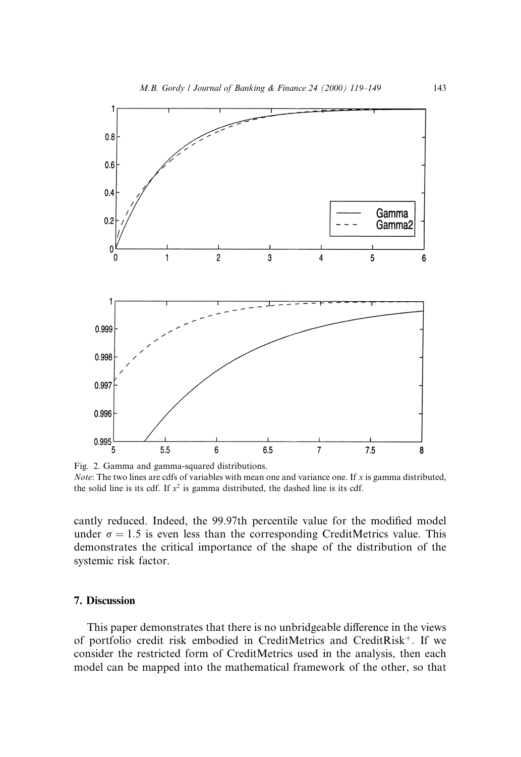Fig. 2. Gamma and gamma-squared distributions.
*Note*: The two lines are cdfs of variables with mean one and variance one. If $x$ is gamma distributed, the solid line is its cdf. If $x^2$ is gamma distributed, the dashed line is its cdf.

cantly reduced. Indeed, the 99.97th percentile value for the modified model under $\sigma = 1.5$ is even less than the corresponding CreditMetrics value. This demonstrates the critical importance of the shape of the distribution of the systemic risk factor.

## 7. Discussion

This paper demonstrates that there is no unbridgeable difference in the views of portfolio credit risk embodied in CreditMetrics and CreditRisk$^+$. If we consider the restricted form of CreditMetrics used in the analysis, then each model can be mapped into the mathematical framework of the other, so that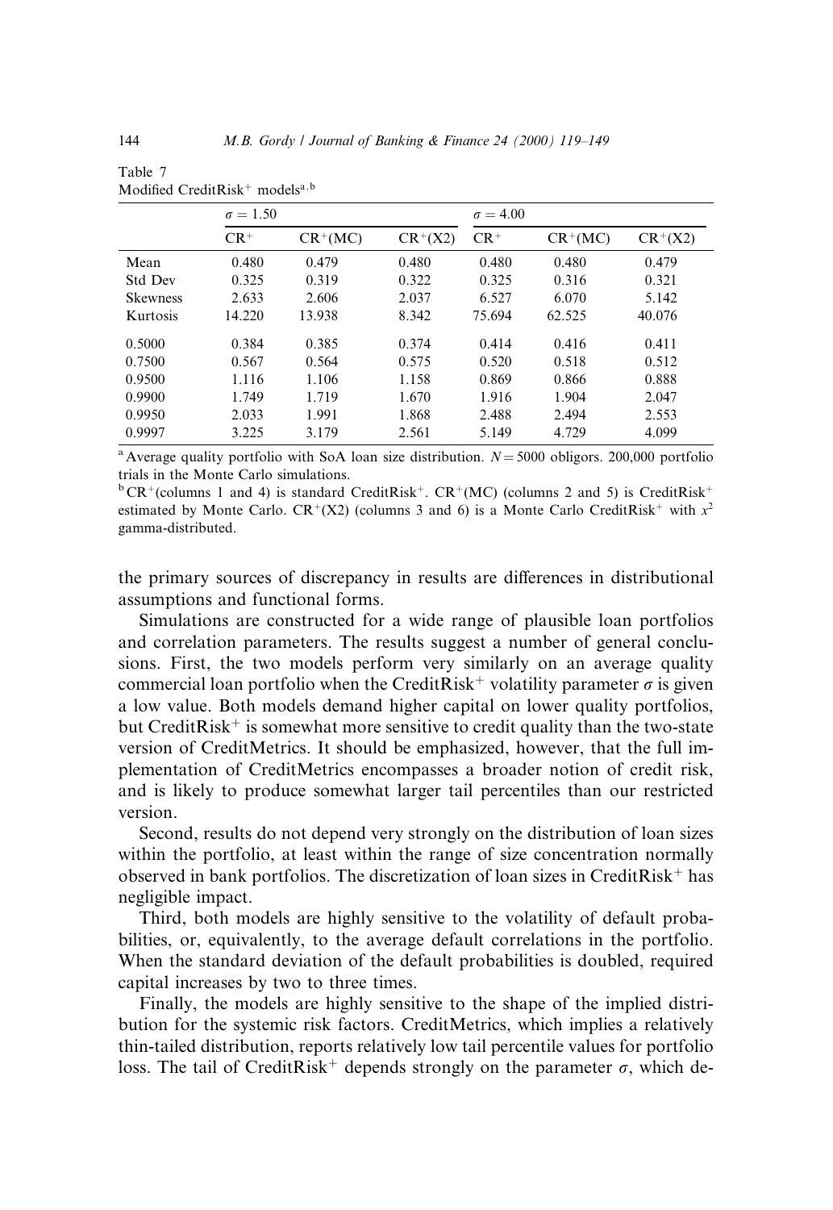Table 7
Modified CreditRisk$^+$ models[a,b]

| | $\sigma = 1.50$ | | | $\sigma = 4.00$ | | |
|---|---|---|---|---|---|---|
| | CR$^+$ | CR$^+$(MC) | CR$^+$(X2) | CR$^+$ | CR$^+$(MC) | CR$^+$(X2) |
| Mean | 0.480 | 0.479 | 0.480 | 0.480 | 0.480 | 0.479 |
| Std Dev | 0.325 | 0.319 | 0.322 | 0.325 | 0.316 | 0.321 |
| Skewness | 2.633 | 2.606 | 2.037 | 6.527 | 6.070 | 5.142 |
| Kurtosis | 14.220 | 13.938 | 8.342 | 75.694 | 62.525 | 40.076 |
| 0.5000 | 0.384 | 0.385 | 0.374 | 0.414 | 0.416 | 0.411 |
| 0.7500 | 0.567 | 0.564 | 0.575 | 0.520 | 0.518 | 0.512 |
| 0.9500 | 1.116 | 1.106 | 1.158 | 0.869 | 0.866 | 0.888 |
| 0.9900 | 1.749 | 1.719 | 1.670 | 1.916 | 1.904 | 2.047 |
| 0.9950 | 2.033 | 1.991 | 1.868 | 2.488 | 2.494 | 2.553 |
| 0.9997 | 3.225 | 3.179 | 2.561 | 5.149 | 4.729 | 4.099 |

[a] Average quality portfolio with SoA loan size distribution. $N = 5000$ obligors. 200,000 portfolio trials in the Monte Carlo simulations.

[b] CR$^+$(columns 1 and 4) is standard CreditRisk$^+$. CR$^+$(MC) (columns 2 and 5) is CreditRisk$^+$ estimated by Monte Carlo. CR$^+$(X2) (columns 3 and 6) is a Monte Carlo CreditRisk$^+$ with $x^2$ gamma-distributed.

the primary sources of discrepancy in results are differences in distributional assumptions and functional forms.

Simulations are constructed for a wide range of plausible loan portfolios and correlation parameters. The results suggest a number of general conclusions. First, the two models perform very similarly on an average quality commercial loan portfolio when the CreditRisk$^+$ volatility parameter $\sigma$ is given a low value. Both models demand higher capital on lower quality portfolios, but CreditRisk$^+$ is somewhat more sensitive to credit quality than the two-state version of CreditMetrics. It should be emphasized, however, that the full implementation of CreditMetrics encompasses a broader notion of credit risk, and is likely to produce somewhat larger tail percentiles than our restricted version.

Second, results do not depend very strongly on the distribution of loan sizes within the portfolio, at least within the range of size concentration normally observed in bank portfolios. The discretization of loan sizes in CreditRisk$^+$ has negligible impact.

Third, both models are highly sensitive to the volatility of default probabilities, or, equivalently, to the average default correlations in the portfolio. When the standard deviation of the default probabilities is doubled, required capital increases by two to three times.

Finally, the models are highly sensitive to the shape of the implied distribution for the systemic risk factors. CreditMetrics, which implies a relatively thin-tailed distribution, reports relatively low tail percentile values for portfolio loss. The tail of CreditRisk$^+$ depends strongly on the parameter $\sigma$, which de-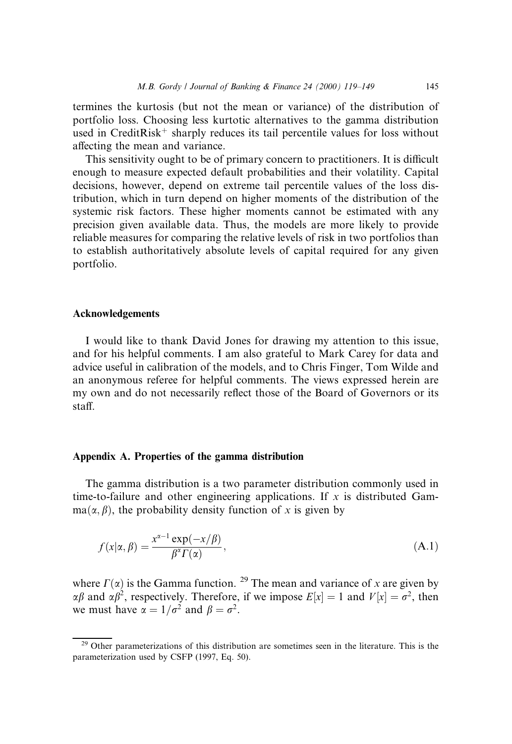termines the kurtosis (but not the mean or variance) of the distribution of portfolio loss. Choosing less kurtotic alternatives to the gamma distribution used in CreditRisk$^+$ sharply reduces its tail percentile values for loss without affecting the mean and variance.

This sensitivity ought to be of primary concern to practitioners. It is difficult enough to measure expected default probabilities and their volatility. Capital decisions, however, depend on extreme tail percentile values of the loss distribution, which in turn depend on higher moments of the distribution of the systemic risk factors. These higher moments cannot be estimated with any precision given available data. Thus, the models are more likely to provide reliable measures for comparing the relative levels of risk in two portfolios than to establish authoritatively absolute levels of capital required for any given portfolio.

## Acknowledgements

I would like to thank David Jones for drawing my attention to this issue, and for his helpful comments. I am also grateful to Mark Carey for data and advice useful in calibration of the models, and to Chris Finger, Tom Wilde and an anonymous referee for helpful comments. The views expressed herein are my own and do not necessarily reflect those of the Board of Governors or its staff.

## Appendix A. Properties of the gamma distribution

The gamma distribution is a two parameter distribution commonly used in time-to-failure and other engineering applications. If $x$ is distributed Gamma$(\alpha, \beta)$, the probability density function of $x$ is given by

$$f(x|\alpha, \beta) = \frac{x^{\alpha-1} \exp(-x/\beta)}{\beta^{\alpha} \Gamma(\alpha)}, \tag{A.1}$$

where $\Gamma(\alpha)$ is the Gamma function. [29] The mean and variance of $x$ are given by $\alpha\beta$ and $\alpha\beta^2$, respectively. Therefore, if we impose $E[x] = 1$ and $V[x] = \sigma^2$, then we must have $\alpha = 1/\sigma^2$ and $\beta = \sigma^2$.

[29] Other parameterizations of this distribution are sometimes seen in the literature. This is the parameterization used by CSFP (1997, Eq. 50).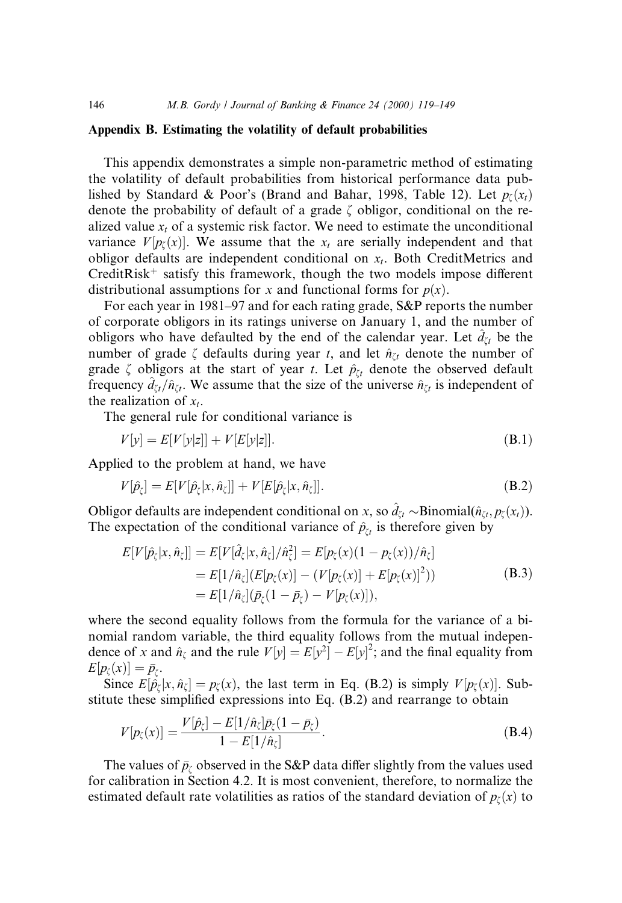## Appendix B. Estimating the volatility of default probabilities

This appendix demonstrates a simple non-parametric method of estimating the volatility of default probabilities from historical performance data published by Standard & Poor's (Brand and Bahar, 1998, Table 12). Let $p_\zeta(x_t)$ denote the probability of default of a grade $\zeta$ obligor, conditional on the realized value $x_t$ of a systemic risk factor. We need to estimate the unconditional variance $V[p_\zeta(x)]$. We assume that the $x_t$ are serially independent and that obligor defaults are independent conditional on $x_t$. Both CreditMetrics and CreditRisk$^+$ satisfy this framework, though the two models impose different distributional assumptions for $x$ and functional forms for $p(x)$.

For each year in 1981–97 and for each rating grade, S&P reports the number of corporate obligors in its ratings universe on January 1, and the number of obligors who have defaulted by the end of the calendar year. Let $\hat{d}_{\zeta t}$ be the number of grade $\zeta$ defaults during year $t$, and let $\hat{n}_{\zeta t}$ denote the number of grade $\zeta$ obligors at the start of year $t$. Let $\hat{p}_{\zeta t}$ denote the observed default frequency $\hat{d}_{\zeta t}/\hat{n}_{\zeta t}$. We assume that the size of the universe $\hat{n}_{\zeta t}$ is independent of the realization of $x_t$.

The general rule for conditional variance is

$$V[y] = E[V[y|z]] + V[E[y|z]]. \tag{B.1}$$

Applied to the problem at hand, we have

$$V[\hat{p}_\zeta] = E[V[\hat{p}_\zeta|x,\hat{n}_\zeta]] + V[E[\hat{p}_\zeta|x,\hat{n}_\zeta]]. \tag{B.2}$$

Obligor defaults are independent conditional on $x$, so $\hat{d}_{\zeta t} \sim \text{Binomial}(\hat{n}_{\zeta t}, p_\zeta(x_t))$. The expectation of the conditional variance of $\hat{p}_{\zeta t}$ is therefore given by

$$\begin{aligned}
E[V[\hat{p}_\zeta|x,\hat{n}_\zeta]] &= E[V[\hat{d}_\zeta|x,\hat{n}_\zeta]/\hat{n}_\zeta^2] = E[p_\zeta(x)(1-p_\zeta(x))/\hat{n}_\zeta] \\
&= E[1/\hat{n}_\zeta](E[p_\zeta(x)] - (V[p_\zeta(x)] + E[p_\zeta(x)]^2)) \\
&= E[1/\hat{n}_\zeta](\bar{p}_\zeta(1-\bar{p}_\zeta) - V[p_\zeta(x)]),
\end{aligned} \tag{B.3}$$

where the second equality follows from the formula for the variance of a binomial random variable, the third equality follows from the mutual independence of $x$ and $\hat{n}_\zeta$ and the rule $V[y] = E[y^2] - E[y]^2$; and the final equality from $E[p_\zeta(x)] = \bar{p}_\zeta$.

Since $E[\hat{p}_\zeta|x,\hat{n}_\zeta] = p_\zeta(x)$, the last term in Eq. (B.2) is simply $V[p_\zeta(x)]$. Substitute these simplified expressions into Eq. (B.2) and rearrange to obtain

$$V[p_\zeta(x)] = \frac{V[\hat{p}_\zeta] - E[1/\hat{n}_\zeta]\bar{p}_\zeta(1-\bar{p}_\zeta)}{1 - E[1/\hat{n}_\zeta]}. \tag{B.4}$$

The values of $\bar{p}_\zeta$ observed in the S&P data differ slightly from the values used for calibration in Section 4.2. It is most convenient, therefore, to normalize the estimated default rate volatilities as ratios of the standard deviation of $p_\zeta(x)$ to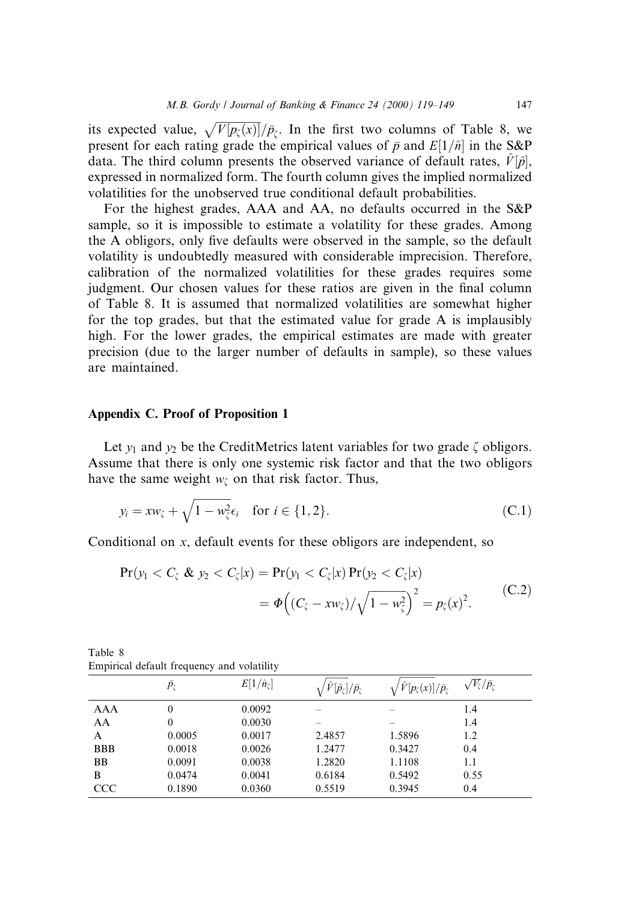its expected value, $\sqrt{V[p_\zeta(x)]}/\bar{p}_\zeta$. In the first two columns of Table 8, we present for each rating grade the empirical values of $\bar{p}$ and $E[1/\hat{n}]$ in the S&P data. The third column presents the observed variance of default rates, $\hat{V}[\hat{p}]$, expressed in normalized form. The fourth column gives the implied normalized volatilities for the unobserved true conditional default probabilities.

For the highest grades, AAA and AA, no defaults occurred in the S&P sample, so it is impossible to estimate a volatility for these grades. Among the A obligors, only five defaults were observed in the sample, so the default volatility is undoubtedly measured with considerable imprecision. Therefore, calibration of the normalized volatilities for these grades requires some judgment. Our chosen values for these ratios are given in the final column of Table 8. It is assumed that normalized volatilities are somewhat higher for the top grades, but that the estimated value for grade A is implausibly high. For the lower grades, the empirical estimates are made with greater precision (due to the larger number of defaults in sample), so these values are maintained.

## Appendix C. Proof of Proposition 1

Let $y_1$ and $y_2$ be the CreditMetrics latent variables for two grade $\zeta$ obligors. Assume that there is only one systemic risk factor and that the two obligors have the same weight $w_\zeta$ on that risk factor. Thus,

$$y_i = xw_\zeta + \sqrt{1 - w_\zeta^2}\epsilon_i \quad \text{for } i \in \{1, 2\}. \tag{C.1}$$

Conditional on $x$, default events for these obligors are independent, so

$$\begin{aligned} \Pr(y_1 < C_\zeta \ \& \ y_2 < C_\zeta | x) &= \Pr(y_1 < C_\zeta | x) \Pr(y_2 < C_\zeta | x) \\ &= \Phi\Big((C_\zeta - xw_\zeta)/\sqrt{1 - w_\zeta^2}\Big)^2 = p_\zeta(x)^2. \end{aligned} \tag{C.2}$$

Table 8
Empirical default frequency and volatility

| | $\bar{p}_\zeta$ | $E[1/\hat{n}_\zeta]$ | $\sqrt{\hat{V}[\hat{p}_\zeta]}/\bar{p}_\zeta$ | $\sqrt{\hat{V}[p_\zeta(x)]}/\bar{p}_\zeta$ | $\sqrt{V_\zeta}/\bar{p}_\zeta$ |
|---|---|---|---|---|---|
| AAA | 0 | 0.0092 | – | – | 1.4 |
| AA | 0 | 0.0030 | – | – | 1.4 |
| A | 0.0005 | 0.0017 | 2.4857 | 1.5896 | 1.2 |
| BBB | 0.0018 | 0.0026 | 1.2477 | 0.3427 | 0.4 |
| BB | 0.0091 | 0.0038 | 1.2820 | 1.1108 | 1.1 |
| B | 0.0474 | 0.0041 | 0.6184 | 0.5492 | 0.55 |
| CCC | 0.1890 | 0.0360 | 0.5519 | 0.3945 | 0.4 |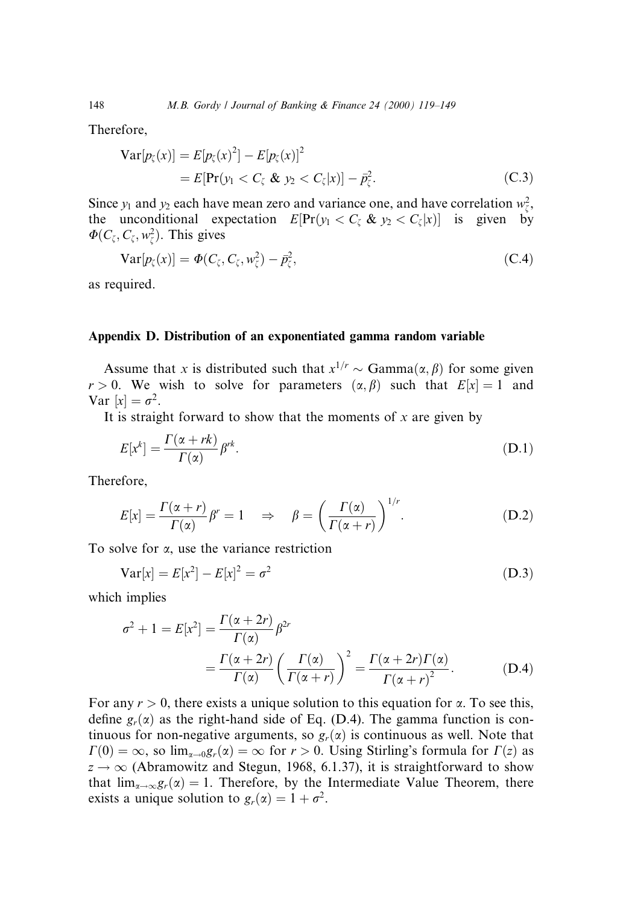Therefore,

$$\begin{aligned}\text{Var}[p_\zeta(x)] &= E[p_\zeta(x)^2] - E[p_\zeta(x)]^2 \\ &= E[\Pr(y_1 < C_\zeta \ \& \ y_2 < C_\zeta | x)] - \bar{p}_\zeta^2. \end{aligned} \tag{C.3}$$

Since $y_1$ and $y_2$ each have mean zero and variance one, and have correlation $w_\zeta^2$, the unconditional expectation $E[\Pr(y_1 < C_\zeta \ \& \ y_2 < C_\zeta | x)]$ is given by $\Phi(C_\zeta, C_\zeta, w_\zeta^2)$. This gives

$$\text{Var}[p_\zeta(x)] = \Phi(C_\zeta, C_\zeta, w_\zeta^2) - \bar{p}_\zeta^2, \tag{C.4}$$

as required.

## Appendix D. Distribution of an exponentiated gamma random variable

Assume that $x$ is distributed such that $x^{1/r} \sim \text{Gamma}(\alpha, \beta)$ for some given $r > 0$. We wish to solve for parameters $(\alpha, \beta)$ such that $E[x] = 1$ and $\text{Var}\ [x] = \sigma^2$.

It is straight forward to show that the moments of $x$ are given by

$$E[x^k] = \frac{\Gamma(\alpha + rk)}{\Gamma(\alpha)} \beta^{rk}. \tag{D.1}$$

Therefore,

$$E[x] = \frac{\Gamma(\alpha + r)}{\Gamma(\alpha)} \beta^r = 1 \quad \Rightarrow \quad \beta = \left( \frac{\Gamma(\alpha)}{\Gamma(\alpha + r)} \right)^{1/r}. \tag{D.2}$$

To solve for $\alpha$, use the variance restriction

$$\text{Var}[x] = E[x^2] - E[x]^2 = \sigma^2 \tag{D.3}$$

which implies

$$\begin{aligned}\sigma^2 + 1 = E[x^2] &= \frac{\Gamma(\alpha + 2r)}{\Gamma(\alpha)} \beta^{2r} \\ &= \frac{\Gamma(\alpha + 2r)}{\Gamma(\alpha)} \left( \frac{\Gamma(\alpha)}{\Gamma(\alpha + r)} \right)^2 = \frac{\Gamma(\alpha + 2r)\Gamma(\alpha)}{\Gamma(\alpha + r)^2}. \end{aligned} \tag{D.4}$$

For any $r > 0$, there exists a unique solution to this equation for $\alpha$. To see this, define $g_r(\alpha)$ as the right-hand side of Eq. (D.4). The gamma function is continuous for non-negative arguments, so $g_r(\alpha)$ is continuous as well. Note that $\Gamma(0) = \infty$, so $\lim_{\alpha \to 0} g_r(\alpha) = \infty$ for $r > 0$. Using Stirling's formula for $\Gamma(z)$ as $z \to \infty$ (Abramowitz and Stegun, 1968, 6.1.37), it is straightforward to show that $\lim_{\alpha \to \infty} g_r(\alpha) = 1$. Therefore, by the Intermediate Value Theorem, there exists a unique solution to $g_r(\alpha) = 1 + \sigma^2$.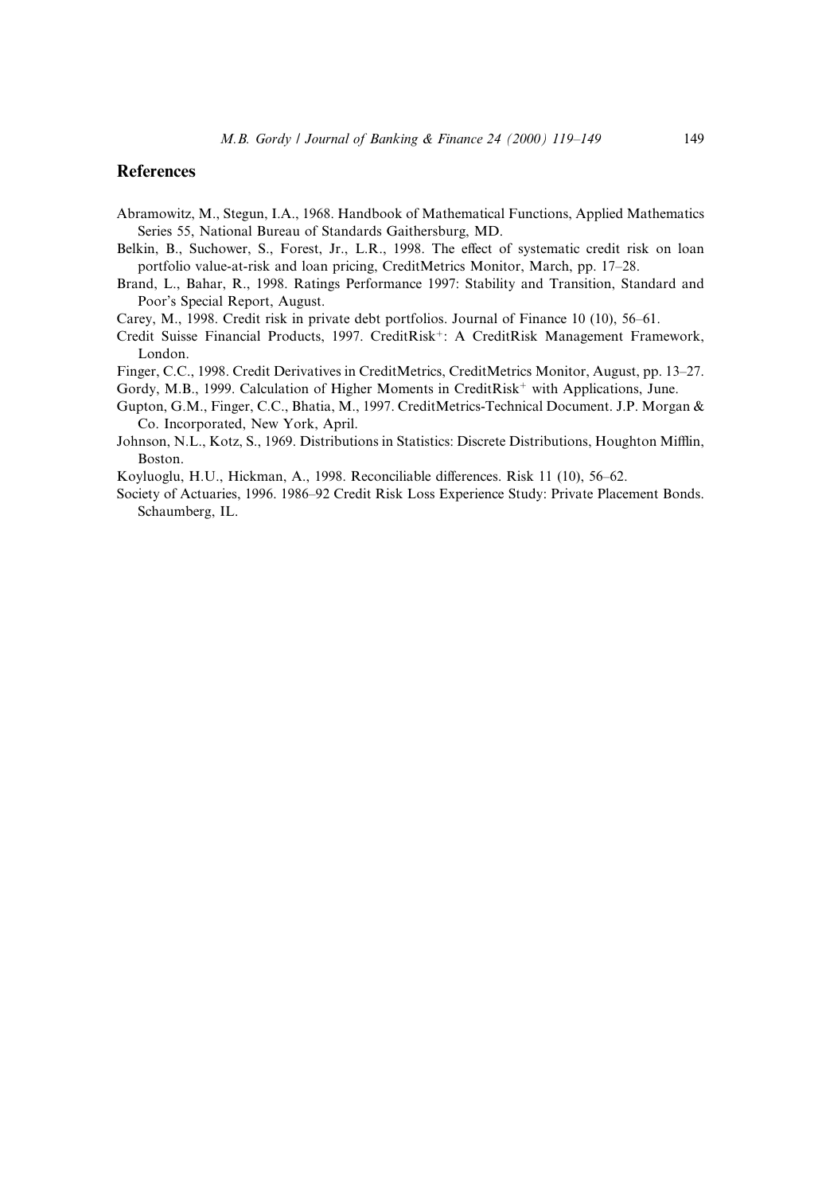## References

Abramowitz, M., Stegun, I.A., 1968. Handbook of Mathematical Functions, Applied Mathematics Series 55, National Bureau of Standards Gaithersburg, MD.

Belkin, B., Suchower, S., Forest, Jr., L.R., 1998. The effect of systematic credit risk on loan portfolio value-at-risk and loan pricing, CreditMetrics Monitor, March, pp. 17–28.

Brand, L., Bahar, R., 1998. Ratings Performance 1997: Stability and Transition, Standard and Poor's Special Report, August.

Carey, M., 1998. Credit risk in private debt portfolios. Journal of Finance 10 (10), 56–61.

Credit Suisse Financial Products, 1997. CreditRisk$^+$: A CreditRisk Management Framework, London.

Finger, C.C., 1998. Credit Derivatives in CreditMetrics, CreditMetrics Monitor, August, pp. 13–27.

Gordy, M.B., 1999. Calculation of Higher Moments in CreditRisk$^+$ with Applications, June.

Gupton, G.M., Finger, C.C., Bhatia, M., 1997. CreditMetrics-Technical Document. J.P. Morgan & Co. Incorporated, New York, April.

Johnson, N.L., Kotz, S., 1969. Distributions in Statistics: Discrete Distributions, Houghton Mifflin, Boston.

Koyluoglu, H.U., Hickman, A., 1998. Reconciliable differences. Risk 11 (10), 56–62.

Society of Actuaries, 1996. 1986–92 Credit Risk Loss Experience Study: Private Placement Bonds. Schaumberg, IL.